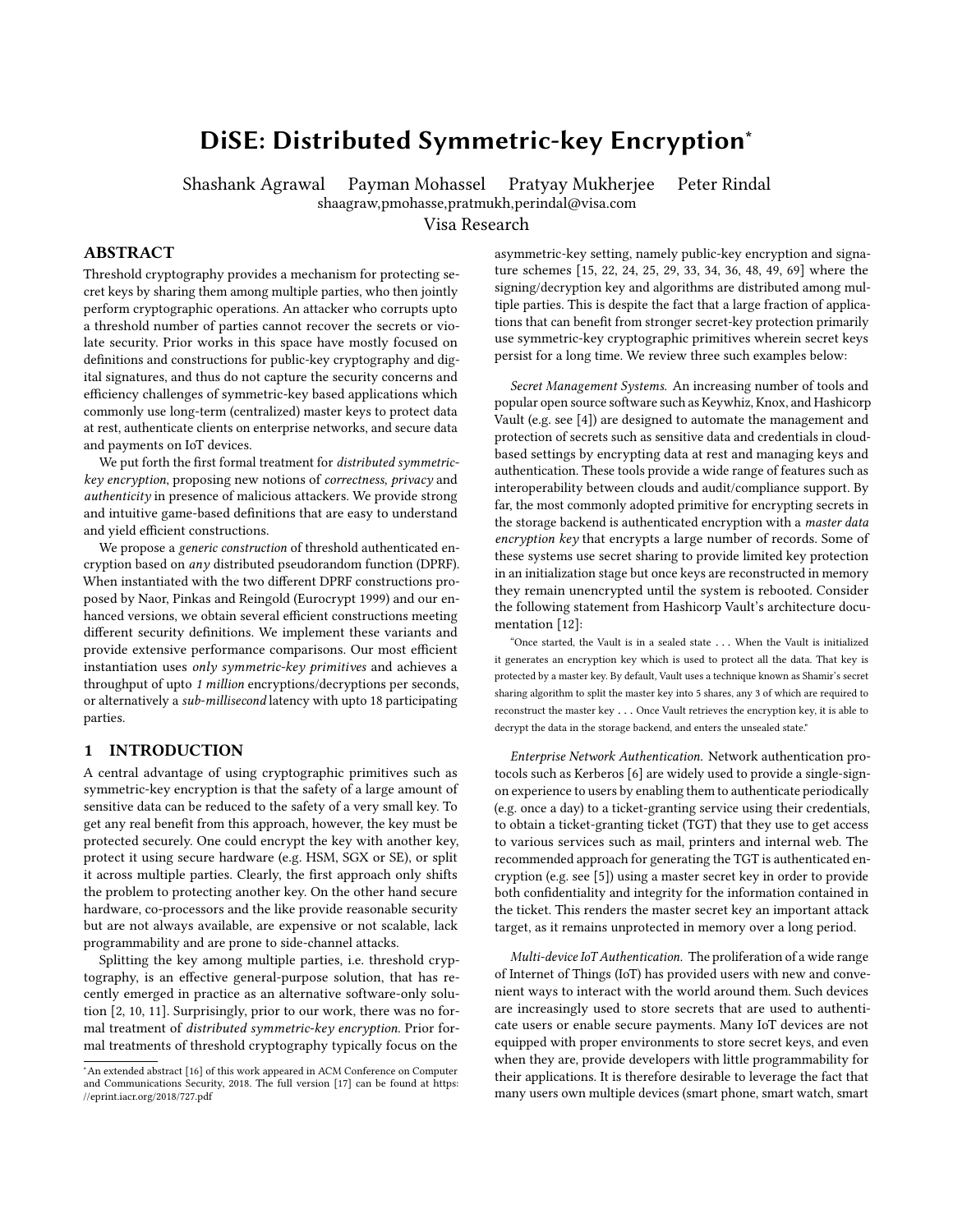# DiSE: Distributed Symmetric-key Encryption*

Shashank Agrawal Payman Mohassel Pratyay Mukherjee Peter Rindal

shaagraw,pmohasse,pratmukh,perindal@visa.com

Visa Research

## ABSTRACT

Threshold cryptography provides a mechanism for protecting secret keys by sharing them among multiple parties, who then jointly perform cryptographic operations. An attacker who corrupts upto a threshold number of parties cannot recover the secrets or violate security. Prior works in this space have mostly focused on definitions and constructions for public-key cryptography and digital signatures, and thus do not capture the security concerns and efficiency challenges of symmetric-key based applications which commonly use long-term (centralized) master keys to protect data at rest, authenticate clients on enterprise networks, and secure data and payments on IoT devices.

We put forth the first formal treatment for *distributed symmetric-key encryption*, proposing new notions of *correctness*, *privacy* and *authenticity* in presence of malicious attackers. We provide strong and intuitive game-based definitions that are easy to understand and yield efficient constructions.

We propose a *generic construction* of threshold authenticated encryption based on *any* distributed pseudorandom function (DPRF). When instantiated with the two different DPRF constructions proposed by Naor, Pinkas and Reingold (Eurocrypt 1999) and our enhanced versions, we obtain several efficient constructions meeting different security definitions. We implement these variants and provide extensive performance comparisons. Our most efficient instantiation uses *only symmetric-key primitives* and achieves a throughput of upto *1 million* encryptions/decryptions per seconds, or alternatively a *sub-millisecond* latency with upto 18 participating parties.

## 1 INTRODUCTION

A central advantage of using cryptographic primitives such as symmetric-key encryption is that the safety of a large amount of sensitive data can be reduced to the safety of a very small key. To get any real benefit from this approach, however, the key must be protected securely. One could encrypt the key with another key, protect it using secure hardware (e.g. HSM, SGX or SE), or split it across multiple parties. Clearly, the first approach only shifts the problem to protecting another key. On the other hand secure hardware, co-processors and the like provide reasonable security but are not always available, are expensive or not scalable, lack programmability and are prone to side-channel attacks.

Splitting the key among multiple parties, i.e. threshold cryptography, is an effective general-purpose solution, that has recently emerged in practice as an alternative software-only solution [2, 10, 11]. Surprisingly, prior to our work, there was no formal treatment of *distributed symmetric-key encryption*. Prior formal treatments of threshold cryptography typically focus on the asymmetric-key setting, namely public-key encryption and signature schemes [15, 22, 24, 25, 29, 33, 34, 36, 48, 49, 69] where the signing/decryption key and algorithms are distributed among multiple parties. This is despite the fact that a large fraction of applications that can benefit from stronger secret-key protection primarily use symmetric-key cryptographic primitives wherein secret keys persist for a long time. We review three such examples below:

*Secret Management Systems.* An increasing number of tools and popular open source software such as Keywhiz, Knox, and Hashicorp Vault (e.g. see [4]) are designed to automate the management and protection of secrets such as sensitive data and credentials in cloud-based settings by encrypting data at rest and managing keys and authentication. These tools provide a wide range of features such as interoperability between clouds and audit/compliance support. By far, the most commonly adopted primitive for encrypting secrets in the storage backend is authenticated encryption with a *master data encryption key* that encrypts a large number of records. Some of these systems use secret sharing to provide limited key protection in an initialization stage but once keys are reconstructed in memory they remain unencrypted until the system is rebooted. Consider the following statement from Hashicorp Vault's architecture documentation [12]:

> "Once started, the Vault is in a sealed state . . . When the Vault is initialized it generates an encryption key which is used to protect all the data. That key is protected by a master key. By default, Vault uses a technique known as Shamir's secret sharing algorithm to split the master key into 5 shares, any 3 of which are required to reconstruct the master key . . . Once Vault retrieves the encryption key, it is able to decrypt the data in the storage backend, and enters the unsealed state."

*Enterprise Network Authentication.* Network authentication protocols such as Kerberos [6] are widely used to provide a single-sign-on experience to users by enabling them to authenticate periodically (e.g. once a day) to a ticket-granting service using their credentials, to obtain a ticket-granting ticket (TGT) that they use to get access to various services such as mail, printers and internal web. The recommended approach for generating the TGT is authenticated encryption (e.g. see [5]) using a master secret key in order to provide both confidentiality and integrity for the information contained in the ticket. This renders the master secret key an important attack target, as it remains unprotected in memory over a long period.

*Multi-device IoT Authentication.* The proliferation of a wide range of Internet of Things (IoT) has provided users with new and convenient ways to interact with the world around them. Such devices are increasingly used to store secrets that are used to authenticate users or enable secure payments. Many IoT devices are not equipped with proper environments to store secret keys, and even when they are, provide developers with little programmability for their applications. It is therefore desirable to leverage the fact that many users own multiple devices (smart phone, smart watch, smart

---

*An extended abstract [16] of this work appeared in ACM Conference on Computer and Communications Security, 2018. The full version [17] can be found at https://eprint.iacr.org/2018/727.pdf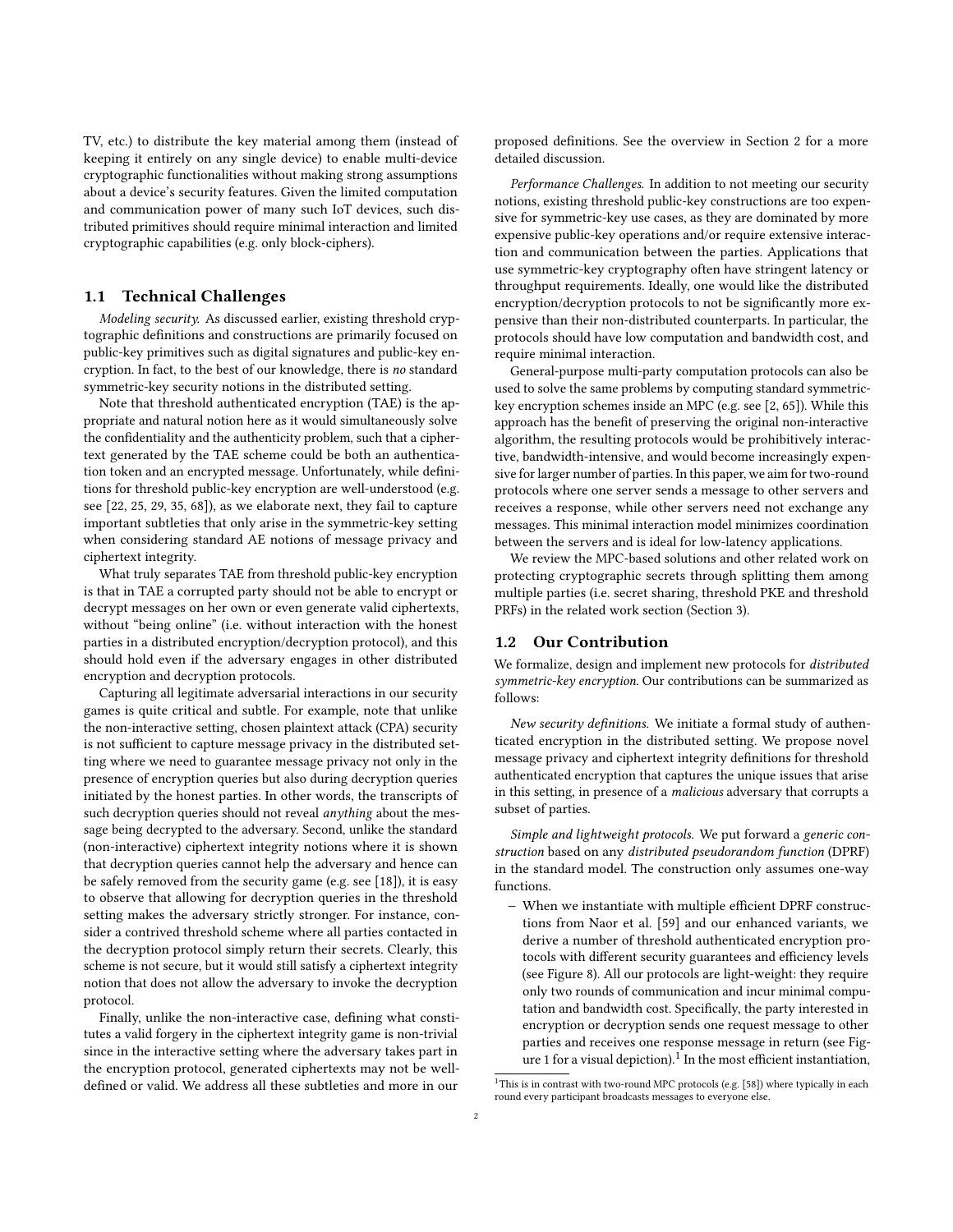TV, etc.) to distribute the key material among them (instead of keeping it entirely on any single device) to enable multi-device cryptographic functionalities without making strong assumptions about a device's security features. Given the limited computation and communication power of many such IoT devices, such distributed primitives should require minimal interaction and limited cryptographic capabilities (e.g. only block-ciphers).

## 1.1 Technical Challenges

*Modeling security.* As discussed earlier, existing threshold cryptographic definitions and constructions are primarily focused on public-key primitives such as digital signatures and public-key encryption. In fact, to the best of our knowledge, there is *no* standard symmetric-key security notions in the distributed setting.

Note that threshold authenticated encryption (TAE) is the appropriate and natural notion here as it would simultaneously solve the confidentiality and the authenticity problem, such that a ciphertext generated by the TAE scheme could be both an authentication token and an encrypted message. Unfortunately, while definitions for threshold public-key encryption are well-understood (e.g. see [22, 25, 29, 35, 68]), as we elaborate next, they fail to capture important subtleties that only arise in the symmetric-key setting when considering standard AE notions of message privacy and ciphertext integrity.

What truly separates TAE from threshold public-key encryption is that in TAE a corrupted party should not be able to encrypt or decrypt messages on her own or even generate valid ciphertexts, without "being online" (i.e. without interaction with the honest parties in a distributed encryption/decryption protocol), and this should hold even if the adversary engages in other distributed encryption and decryption protocols.

Capturing all legitimate adversarial interactions in our security games is quite critical and subtle. For example, note that unlike the non-interactive setting, chosen plaintext attack (CPA) security is not sufficient to capture message privacy in the distributed setting where we need to guarantee message privacy not only in the presence of encryption queries but also during decryption queries initiated by the honest parties. In other words, the transcripts of such decryption queries should not reveal *anything* about the message being decrypted to the adversary. Second, unlike the standard (non-interactive) ciphertext integrity notions where it is shown that decryption queries cannot help the adversary and hence can be safely removed from the security game (e.g. see [18]), it is easy to observe that allowing for decryption queries in the threshold setting makes the adversary strictly stronger. For instance, consider a contrived threshold scheme where all parties contacted in the decryption protocol simply return their secrets. Clearly, this scheme is not secure, but it would still satisfy a ciphertext integrity notion that does not allow the adversary to invoke the decryption protocol.

Finally, unlike the non-interactive case, defining what constitutes a valid forgery in the ciphertext integrity game is non-trivial since in the interactive setting where the adversary takes part in the encryption protocol, generated ciphertexts may not be well-defined or valid. We address all these subtleties and more in our proposed definitions. See the overview in Section 2 for a more detailed discussion.

*Performance Challenges.* In addition to not meeting our security notions, existing threshold public-key constructions are too expensive for symmetric-key use cases, as they are dominated by more expensive public-key operations and/or require extensive interaction and communication between the parties. Applications that use symmetric-key cryptography often have stringent latency or throughput requirements. Ideally, one would like the distributed encryption/decryption protocols to not be significantly more expensive than their non-distributed counterparts. In particular, the protocols should have low computation and bandwidth cost, and require minimal interaction.

General-purpose multi-party computation protocols can also be used to solve the same problems by computing standard symmetric-key encryption schemes inside an MPC (e.g. see [2, 65]). While this approach has the benefit of preserving the original non-interactive algorithm, the resulting protocols would be prohibitively interactive, bandwidth-intensive, and would become increasingly expensive for larger number of parties. In this paper, we aim for two-round protocols where one server sends a message to other servers and receives a response, while other servers need not exchange any messages. This minimal interaction model minimizes coordination between the servers and is ideal for low-latency applications.

We review the MPC-based solutions and other related work on protecting cryptographic secrets through splitting them among multiple parties (i.e. secret sharing, threshold PKE and threshold PRFs) in the related work section (Section 3).

## 1.2 Our Contribution

We formalize, design and implement new protocols for *distributed symmetric-key encryption*. Our contributions can be summarized as follows:

*New security definitions.* We initiate a formal study of authenticated encryption in the distributed setting. We propose novel message privacy and ciphertext integrity definitions for threshold authenticated encryption that captures the unique issues that arise in this setting, in presence of a *malicious* adversary that corrupts a subset of parties.

*Simple and lightweight protocols.* We put forward a *generic construction* based on any *distributed pseudorandom function* (DPRF) in the standard model. The construction only assumes one-way functions.

– When we instantiate with multiple efficient DPRF constructions from Naor et al. [59] and our enhanced variants, we derive a number of threshold authenticated encryption protocols with different security guarantees and efficiency levels (see Figure 8). All our protocols are light-weight: they require only two rounds of communication and incur minimal computation and bandwidth cost. Specifically, the party interested in encryption or decryption sends one request message to other parties and receives one response message in return (see Figure 1 for a visual depiction).[1] In the most efficient instantiation,

[1] This is in contrast with two-round MPC protocols (e.g. [58]) where typically in each round every participant broadcasts messages to everyone else.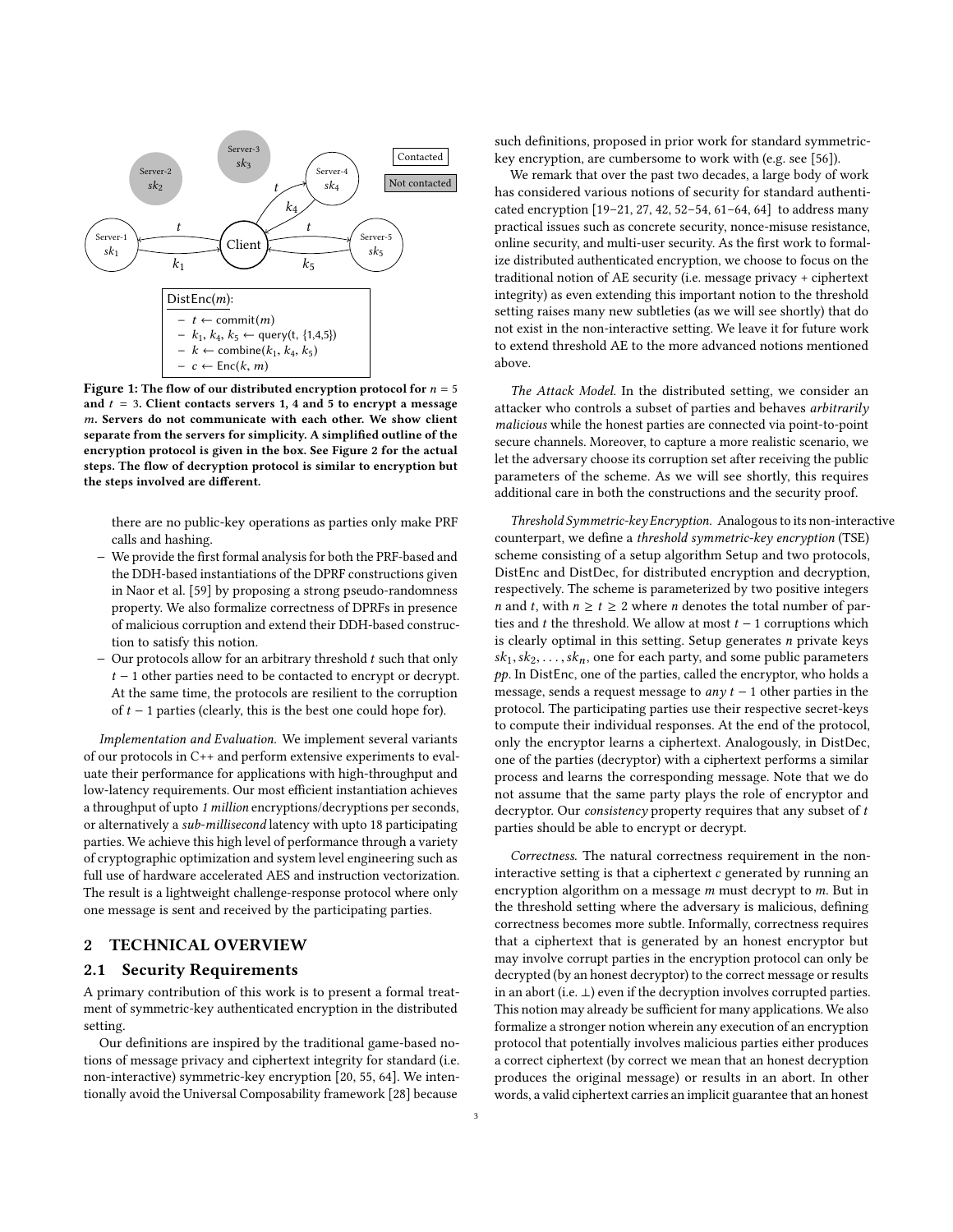DistEnc($m$):
- $t \leftarrow \text{commit}(m)$
- $k_1, k_4, k_5 \leftarrow \text{query}(t, \{1,4,5\})$
- $k \leftarrow \text{combine}(k_1, k_4, k_5)$
- $c \leftarrow \text{Enc}(k, m)$

**Figure 1: The flow of our distributed encryption protocol for $n = 5$ and $t = 3$. Client contacts servers 1, 4 and 5 to encrypt a message $m$. Servers do not communicate with each other. We show client separate from the servers for simplicity. A simplified outline of the encryption protocol is given in the box. See Figure 2 for the actual steps. The flow of decryption protocol is similar to encryption but the steps involved are different.**

there are no public-key operations as parties only make PRF calls and hashing.

- We provide the first formal analysis for both the PRF-based and the DDH-based instantiations of the DPRF constructions given in Naor et al. [59] by proposing a strong pseudo-randomness property. We also formalize correctness of DPRFs in presence of malicious corruption and extend their DDH-based construction to satisfy this notion.
- Our protocols allow for an arbitrary threshold $t$ such that only $t-1$ other parties need to be contacted to encrypt or decrypt. At the same time, the protocols are resilient to the corruption of $t-1$ parties (clearly, this is the best one could hope for).

*Implementation and Evaluation.* We implement several variants of our protocols in C++ and perform extensive experiments to evaluate their performance for applications with high-throughput and low-latency requirements. Our most efficient instantiation achieves a throughput of upto *1 million* encryptions/decryptions per seconds, or alternatively a *sub-millisecond* latency with upto 18 participating parties. We achieve this high level of performance through a variety of cryptographic optimization and system level engineering such as full use of hardware accelerated AES and instruction vectorization. The result is a lightweight challenge-response protocol where only one message is sent and received by the participating parties.

## 2 TECHNICAL OVERVIEW

### 2.1 Security Requirements

A primary contribution of this work is to present a formal treatment of symmetric-key authenticated encryption in the distributed setting.

Our definitions are inspired by the traditional game-based notions of message privacy and ciphertext integrity for standard (i.e. non-interactive) symmetric-key encryption [20, 55, 64]. We intentionally avoid the Universal Composability framework [28] because such definitions, proposed in prior work for standard symmetric-key encryption, are cumbersome to work with (e.g. see [56]).

We remark that over the past two decades, a large body of work has considered various notions of security for standard authenticated encryption [19–21, 27, 42, 52–54, 61–64, 64] to address many practical issues such as concrete security, nonce-misuse resistance, online security, and multi-user security. As the first work to formalize distributed authenticated encryption, we choose to focus on the traditional notion of AE security (i.e. message privacy + ciphertext integrity) as even extending this important notion to the threshold setting raises many new subtleties (as we will see shortly) that do not exist in the non-interactive setting. We leave it for future work to extend threshold AE to the more advanced notions mentioned above.

*The Attack Model.* In the distributed setting, we consider an attacker who controls a subset of parties and behaves *arbitrarily malicious* while the honest parties are connected via point-to-point secure channels. Moreover, to capture a more realistic scenario, we let the adversary choose its corruption set after receiving the public parameters of the scheme. As we will see shortly, this requires additional care in both the constructions and the security proof.

*Threshold Symmetric-key Encryption.* Analogous to its non-interactive counterpart, we define a *threshold symmetric-key encryption* (TSE) scheme consisting of a setup algorithm Setup and two protocols, DistEnc and DistDec, for distributed encryption and decryption, respectively. The scheme is parameterized by two positive integers $n$ and $t$, with $n \geq t \geq 2$ where $n$ denotes the total number of parties and $t$ the threshold. We allow at most $t-1$ corruptions which is clearly optimal in this setting. Setup generates $n$ private keys $sk_1, sk_2, \ldots, sk_n$, one for each party, and some public parameters $pp$. In DistEnc, one of the parties, called the encryptor, who holds a message, sends a request message to *any* $t-1$ other parties in the protocol. The participating parties use their respective secret-keys to compute their individual responses. At the end of the protocol, only the encryptor learns a ciphertext. Analogously, in DistDec, one of the parties (decryptor) with a ciphertext performs a similar process and learns the corresponding message. Note that we do not assume that the same party plays the role of encryptor and decryptor. Our *consistency* property requires that any subset of $t$ parties should be able to encrypt or decrypt.

*Correctness.* The natural correctness requirement in the non-interactive setting is that a ciphertext $c$ generated by running an encryption algorithm on a message $m$ must decrypt to $m$. But in the threshold setting where the adversary is malicious, defining correctness becomes more subtle. Informally, correctness requires that a ciphertext that is generated by an honest encryptor but may involve corrupt parties in the encryption protocol can only be decrypted (by an honest decryptor) to the correct message or results in an abort (i.e. $\perp$) even if the decryption involves corrupted parties. This notion may already be sufficient for many applications. We also formalize a stronger notion wherein any execution of an encryption protocol that potentially involves malicious parties either produces a correct ciphertext (by correct we mean that an honest decryption produces the original message) or results in an abort. In other words, a valid ciphertext carries an implicit guarantee that an honest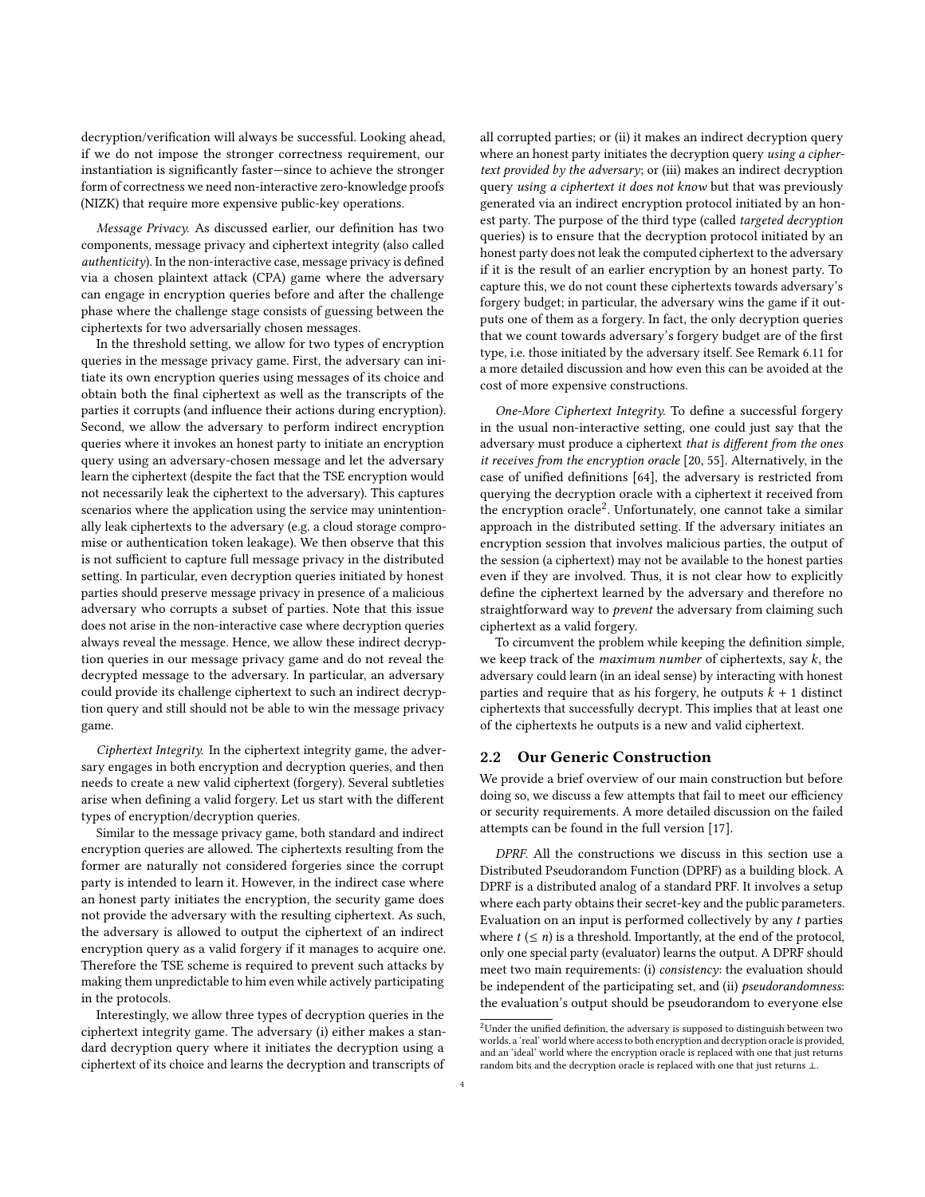decryption/verification will always be successful. Looking ahead, if we do not impose the stronger correctness requirement, our instantiation is significantly faster—since to achieve the stronger form of correctness we need non-interactive zero-knowledge proofs (NIZK) that require more expensive public-key operations.

*Message Privacy.* As discussed earlier, our definition has two components, message privacy and ciphertext integrity (also called *authenticity*). In the non-interactive case, message privacy is defined via a chosen plaintext attack (CPA) game where the adversary can engage in encryption queries before and after the challenge phase where the challenge stage consists of guessing between the ciphertexts for two adversarially chosen messages.

In the threshold setting, we allow for two types of encryption queries in the message privacy game. First, the adversary can initiate its own encryption queries using messages of its choice and obtain both the final ciphertext as well as the transcripts of the parties it corrupts (and influence their actions during encryption). Second, we allow the adversary to perform indirect encryption queries where it invokes an honest party to initiate an encryption query using an adversary-chosen message and let the adversary learn the ciphertext (despite the fact that the TSE encryption would not necessarily leak the ciphertext to the adversary). This captures scenarios where the application using the service may unintentionally leak ciphertexts to the adversary (e.g. a cloud storage compromise or authentication token leakage). We then observe that this is not sufficient to capture full message privacy in the distributed setting. In particular, even decryption queries initiated by honest parties should preserve message privacy in presence of a malicious adversary who corrupts a subset of parties. Note that this issue does not arise in the non-interactive case where decryption queries always reveal the message. Hence, we allow these indirect decryption queries in our message privacy game and do not reveal the decrypted message to the adversary. In particular, an adversary could provide its challenge ciphertext to such an indirect decryption query and still should not be able to win the message privacy game.

*Ciphertext Integrity.* In the ciphertext integrity game, the adversary engages in both encryption and decryption queries, and then needs to create a new valid ciphertext (forgery). Several subtleties arise when defining a valid forgery. Let us start with the different types of encryption/decryption queries.

Similar to the message privacy game, both standard and indirect encryption queries are allowed. The ciphertexts resulting from the former are naturally not considered forgeries since the corrupt party is intended to learn it. However, in the indirect case where an honest party initiates the encryption, the security game does not provide the adversary with the resulting ciphertext. As such, the adversary is allowed to output the ciphertext of an indirect encryption query as a valid forgery if it manages to acquire one. Therefore the TSE scheme is required to prevent such attacks by making them unpredictable to him even while actively participating in the protocols.

Interestingly, we allow three types of decryption queries in the ciphertext integrity game. The adversary (i) either makes a standard decryption query where it initiates the decryption using a ciphertext of its choice and learns the decryption and transcripts of all corrupted parties; or (ii) it makes an indirect decryption query where an honest party initiates the decryption query *using a ciphertext provided by the adversary*; or (iii) makes an indirect decryption query *using a ciphertext it does not know* but that was previously generated via an indirect encryption protocol initiated by an honest party. The purpose of the third type (called *targeted decryption* queries) is to ensure that the decryption protocol initiated by an honest party does not leak the computed ciphertext to the adversary if it is the result of an earlier encryption by an honest party. To capture this, we do not count these ciphertexts towards adversary's forgery budget; in particular, the adversary wins the game if it outputs one of them as a forgery. In fact, the only decryption queries that we count towards adversary's forgery budget are of the first type, i.e. those initiated by the adversary itself. See Remark 6.11 for a more detailed discussion and how even this can be avoided at the cost of more expensive constructions.

*One-More Ciphertext Integrity.* To define a successful forgery in the usual non-interactive setting, one could just say that the adversary must produce a ciphertext *that is different from the ones it receives from the encryption oracle* [20, 55]. Alternatively, in the case of unified definitions [64], the adversary is restricted from querying the decryption oracle with a ciphertext it received from the encryption oracle[2]. Unfortunately, one cannot take a similar approach in the distributed setting. If the adversary initiates an encryption session that involves malicious parties, the output of the session (a ciphertext) may not be available to the honest parties even if they are involved. Thus, it is not clear how to explicitly define the ciphertext learned by the adversary and therefore no straightforward way to *prevent* the adversary from claiming such ciphertext as a valid forgery.

To circumvent the problem while keeping the definition simple, we keep track of the *maximum number* of ciphertexts, say $k$, the adversary could learn (in an ideal sense) by interacting with honest parties and require that as his forgery, he outputs $k + 1$ distinct ciphertexts that successfully decrypt. This implies that at least one of the ciphertexts he outputs is a new and valid ciphertext.

## 2.2 Our Generic Construction

We provide a brief overview of our main construction but before doing so, we discuss a few attempts that fail to meet our efficiency or security requirements. A more detailed discussion on the failed attempts can be found in the full version [17].

*DPRF.* All the constructions we discuss in this section use a Distributed Pseudorandom Function (DPRF) as a building block. A DPRF is a distributed analog of a standard PRF. It involves a setup where each party obtains their secret-key and the public parameters. Evaluation on an input is performed collectively by any $t$ parties where $t$ ($\leq n$) is a threshold. Importantly, at the end of the protocol, only one special party (evaluator) learns the output. A DPRF should meet two main requirements: (i) *consistency*: the evaluation should be independent of the participating set, and (ii) *pseudorandomness*: the evaluation's output should be pseudorandom to everyone else

[2] Under the unified definition, the adversary is supposed to distinguish between two worlds, a 'real' world where access to both encryption and decryption oracle is provided, and an 'ideal' world where the encryption oracle is replaced with one that just returns random bits and the decryption oracle is replaced with one that just returns ⊥.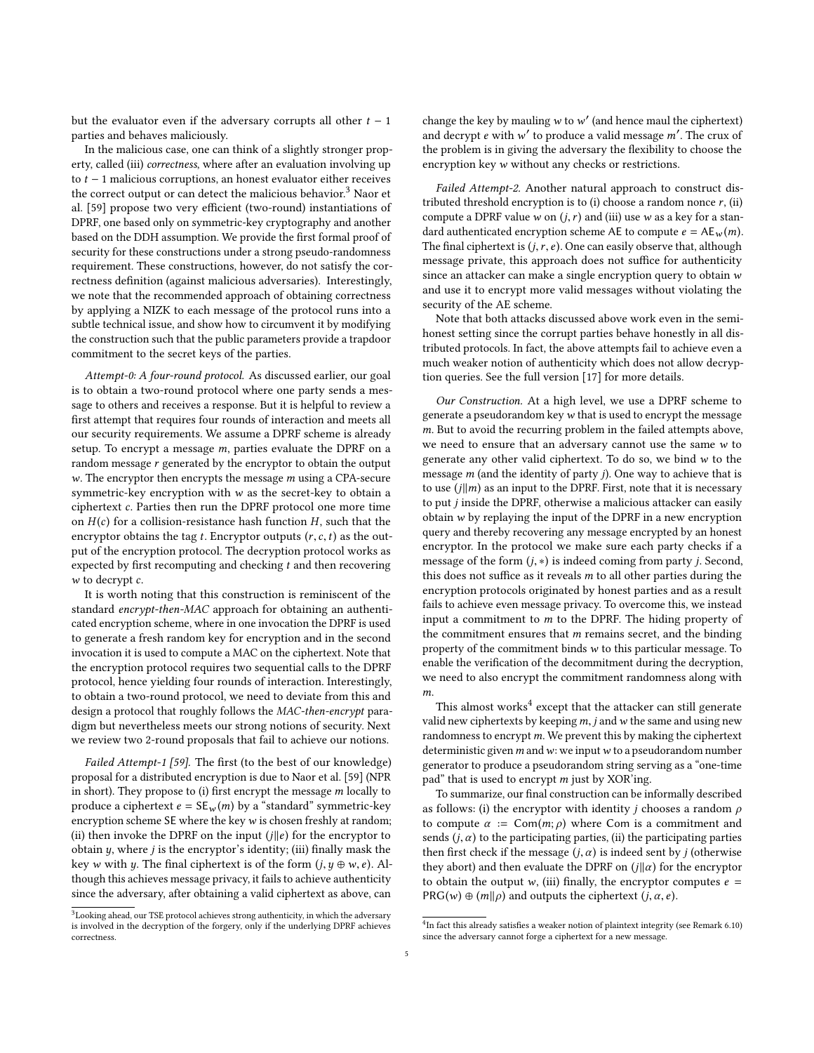but the evaluator even if the adversary corrupts all other $t-1$ parties and behaves maliciously.

In the malicious case, one can think of a slightly stronger property, called (iii) *correctness*, where after an evaluation involving up to $t-1$ malicious corruptions, an honest evaluator either receives the correct output or can detect the malicious behavior.[3] Naor et al. [59] propose two very efficient (two-round) instantiations of DPRF, one based only on symmetric-key cryptography and another based on the DDH assumption. We provide the first formal proof of security for these constructions under a strong pseudo-randomness requirement. These constructions, however, do not satisfy the correctness definition (against malicious adversaries). Interestingly, we note that the recommended approach of obtaining correctness by applying a NIZK to each message of the protocol runs into a subtle technical issue, and show how to circumvent it by modifying the construction such that the public parameters provide a trapdoor commitment to the secret keys of the parties.

*Attempt-0: A four-round protocol.* As discussed earlier, our goal is to obtain a two-round protocol where one party sends a message to others and receives a response. But it is helpful to review a first attempt that requires four rounds of interaction and meets all our security requirements. We assume a DPRF scheme is already setup. To encrypt a message $m$, parties evaluate the DPRF on a random message $r$ generated by the encryptor to obtain the output $w$. The encryptor then encrypts the message $m$ using a CPA-secure symmetric-key encryption with $w$ as the secret-key to obtain a ciphertext $c$. Parties then run the DPRF protocol one more time on $H(c)$ for a collision-resistance hash function $H$, such that the encryptor obtains the tag $t$. Encryptor outputs $(r, c, t)$ as the output of the encryption protocol. The decryption protocol works as expected by first recomputing and checking $t$ and then recovering $w$ to decrypt $c$.

It is worth noting that this construction is reminiscent of the standard *encrypt-then-MAC* approach for obtaining an authenticated encryption scheme, where in one invocation the DPRF is used to generate a fresh random key for encryption and in the second invocation it is used to compute a MAC on the ciphertext. Note that the encryption protocol requires two sequential calls to the DPRF protocol, hence yielding four rounds of interaction. Interestingly, to obtain a two-round protocol, we need to deviate from this and design a protocol that roughly follows the *MAC-then-encrypt* paradigm but nevertheless meets our strong notions of security. Next we review two 2-round proposals that fail to achieve our notions.

*Failed Attempt-1 [59].* The first (to the best of our knowledge) proposal for a distributed encryption is due to Naor et al. [59] (NPR in short). They propose to (i) first encrypt the message $m$ locally to produce a ciphertext $e = \mathsf{SE}_w(m)$ by a "standard" symmetric-key encryption scheme SE where the key $w$ is chosen freshly at random; (ii) then invoke the DPRF on the input $(j \| e)$ for the encryptor to obtain $y$, where $j$ is the encryptor's identity; (iii) finally mask the key $w$ with $y$. The final ciphertext is of the form $(j, y \oplus w, e)$. Although this achieves message privacy, it fails to achieve authenticity since the adversary, after obtaining a valid ciphertext as above, can change the key by mauling $w$ to $w'$ (and hence maul the ciphertext) and decrypt $e$ with $w'$ to produce a valid message $m'$. The crux of the problem is in giving the adversary the flexibility to choose the encryption key $w$ without any checks or restrictions.

*Failed Attempt-2.* Another natural approach to construct distributed threshold encryption is to (i) choose a random nonce $r$, (ii) compute a DPRF value $w$ on $(j, r)$ and (iii) use $w$ as a key for a standard authenticated encryption scheme AE to compute $e = \mathsf{AE}_w(m)$. The final ciphertext is $(j, r, e)$. One can easily observe that, although message private, this approach does not suffice for authenticity since an attacker can make a single encryption query to obtain $w$ and use it to encrypt more valid messages without violating the security of the AE scheme.

Note that both attacks discussed above work even in the semi-honest setting since the corrupt parties behave honestly in all distributed protocols. In fact, the above attempts fail to achieve even a much weaker notion of authenticity which does not allow decryption queries. See the full version [17] for more details.

*Our Construction.* At a high level, we use a DPRF scheme to generate a pseudorandom key $w$ that is used to encrypt the message $m$. But to avoid the recurring problem in the failed attempts above, we need to ensure that an adversary cannot use the same $w$ to generate any other valid ciphertext. To do so, we bind $w$ to the message $m$ (and the identity of party $j$). One way to achieve that is to use $(j \| m)$ as an input to the DPRF. First, note that it is necessary to put $j$ inside the DPRF, otherwise a malicious attacker can easily obtain $w$ by replaying the input of the DPRF in a new encryption query and thereby recovering any message encrypted by an honest encryptor. In the protocol we make sure each party checks if a message of the form $(j, *)$ is indeed coming from party $j$. Second, this does not suffice as it reveals $m$ to all other parties during the encryption protocols originated by honest parties and as a result fails to achieve even message privacy. To overcome this, we instead input a commitment to $m$ to the DPRF. The hiding property of the commitment ensures that $m$ remains secret, and the binding property of the commitment binds $w$ to this particular message. To enable the verification of the decommitment during the decryption, we need to also encrypt the commitment randomness along with $m$.

This almost works[4] except that the attacker can still generate valid new ciphertexts by keeping $m$, $j$ and $w$ the same and using new randomness to encrypt $m$. We prevent this by making the ciphertext deterministic given $m$ and $w$: we input $w$ to a pseudorandom number generator to produce a pseudorandom string serving as a "one-time pad" that is used to encrypt $m$ just by XOR'ing.

To summarize, our final construction can be informally described as follows: (i) the encryptor with identity $j$ chooses a random $\rho$ to compute $\alpha := \mathsf{Com}(m; \rho)$ where Com is a commitment and sends $(j, \alpha)$ to the participating parties, (ii) the participating parties then first check if the message $(j, \alpha)$ is indeed sent by $j$ (otherwise they abort) and then evaluate the DPRF on $(j \| \alpha)$ for the encryptor to obtain the output $w$, (iii) finally, the encryptor computes $e = \mathsf{PRG}(w) \oplus (m \| \rho)$ and outputs the ciphertext $(j, \alpha, e)$.

[3] Looking ahead, our TSE protocol achieves strong authenticity, in which the adversary is involved in the decryption of the forgery, only if the underlying DPRF achieves correctness.

[4] In fact this already satisfies a weaker notion of plaintext integrity (see Remark 6.10) since the adversary cannot forge a ciphertext for a new message.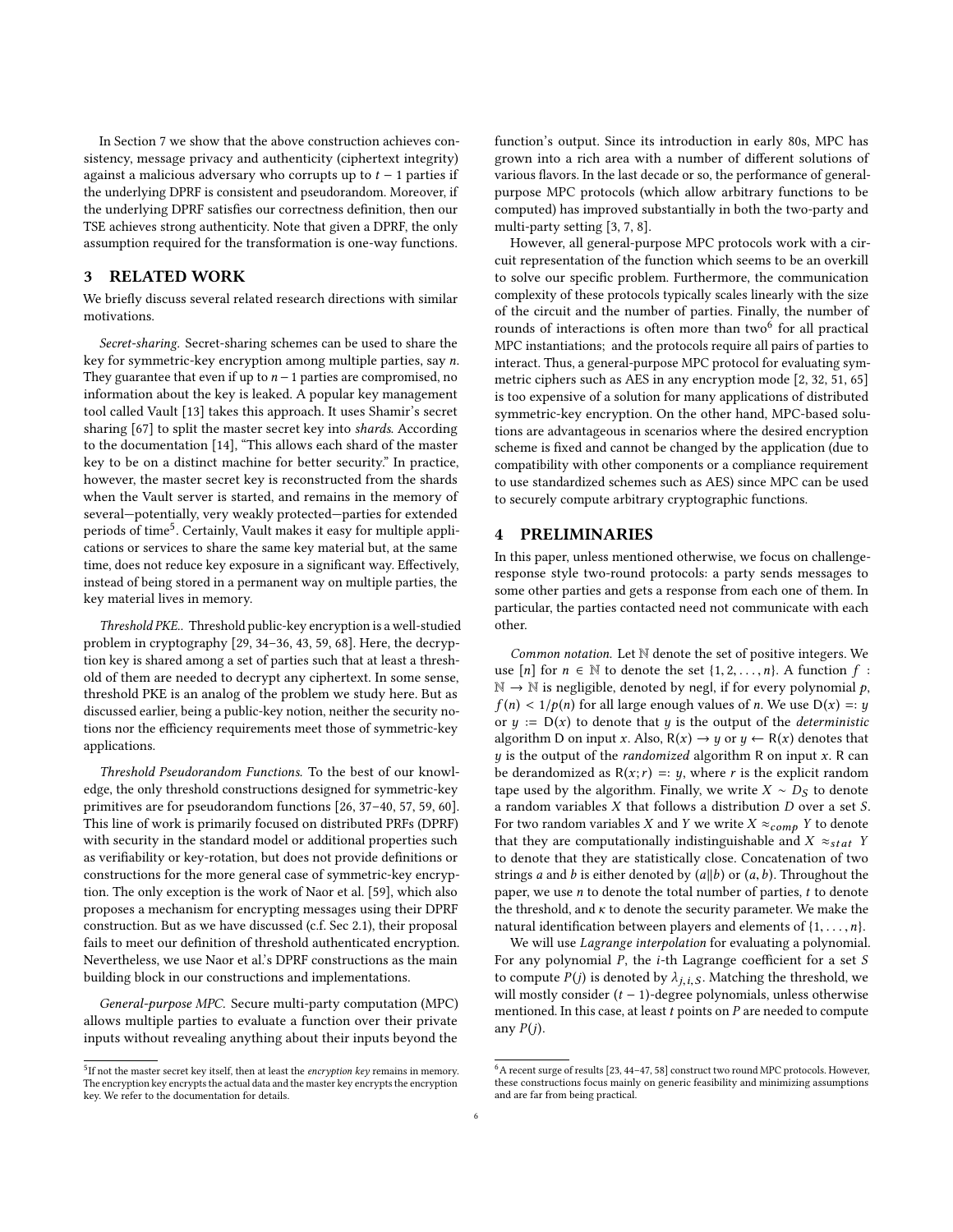In Section 7 we show that the above construction achieves consistency, message privacy and authenticity (ciphertext integrity) against a malicious adversary who corrupts up to $t - 1$ parties if the underlying DPRF is consistent and pseudorandom. Moreover, if the underlying DPRF satisfies our correctness definition, then our TSE achieves strong authenticity. Note that given a DPRF, the only assumption required for the transformation is one-way functions.

## 3 RELATED WORK

We briefly discuss several related research directions with similar motivations.

*Secret-sharing.* Secret-sharing schemes can be used to share the key for symmetric-key encryption among multiple parties, say $n$. They guarantee that even if up to $n-1$ parties are compromised, no information about the key is leaked. A popular key management tool called Vault [13] takes this approach. It uses Shamir's secret sharing [67] to split the master secret key into *shards*. According to the documentation [14], "This allows each shard of the master key to be on a distinct machine for better security." In practice, however, the master secret key is reconstructed from the shards when the Vault server is started, and remains in the memory of several—potentially, very weakly protected—parties for extended periods of time[5]. Certainly, Vault makes it easy for multiple applications or services to share the same key material but, at the same time, does not reduce key exposure in a significant way. Effectively, instead of being stored in a permanent way on multiple parties, the key material lives in memory.

*Threshold PKE..* Threshold public-key encryption is a well-studied problem in cryptography [29, 34–36, 43, 59, 68]. Here, the decryption key is shared among a set of parties such that at least a threshold of them are needed to decrypt any ciphertext. In some sense, threshold PKE is an analog of the problem we study here. But as discussed earlier, being a public-key notion, neither the security notions nor the efficiency requirements meet those of symmetric-key applications.

*Threshold Pseudorandom Functions.* To the best of our knowledge, the only threshold constructions designed for symmetric-key primitives are for pseudorandom functions [26, 37–40, 57, 59, 60]. This line of work is primarily focused on distributed PRFs (DPRF) with security in the standard model or additional properties such as verifiability or key-rotation, but does not provide definitions or constructions for the more general case of symmetric-key encryption. The only exception is the work of Naor et al. [59], which also proposes a mechanism for encrypting messages using their DPRF construction. But as we have discussed (c.f. Sec 2.1), their proposal fails to meet our definition of threshold authenticated encryption. Nevertheless, we use Naor et al.'s DPRF constructions as the main building block in our constructions and implementations.

*General-purpose MPC.* Secure multi-party computation (MPC) allows multiple parties to evaluate a function over their private inputs without revealing anything about their inputs beyond the function's output. Since its introduction in early 80s, MPC has grown into a rich area with a number of different solutions of various flavors. In the last decade or so, the performance of general-purpose MPC protocols (which allow arbitrary functions to be computed) has improved substantially in both the two-party and multi-party setting [3, 7, 8].

However, all general-purpose MPC protocols work with a circuit representation of the function which seems to be an overkill to solve our specific problem. Furthermore, the communication complexity of these protocols typically scales linearly with the size of the circuit and the number of parties. Finally, the number of rounds of interactions is often more than two[6] for all practical MPC instantiations; and the protocols require all pairs of parties to interact. Thus, a general-purpose MPC protocol for evaluating symmetric ciphers such as AES in any encryption mode [2, 32, 51, 65] is too expensive of a solution for many applications of distributed symmetric-key encryption. On the other hand, MPC-based solutions are advantageous in scenarios where the desired encryption scheme is fixed and cannot be changed by the application (due to compatibility with other components or a compliance requirement to use standardized schemes such as AES) since MPC can be used to securely compute arbitrary cryptographic functions.

## 4 PRELIMINARIES

In this paper, unless mentioned otherwise, we focus on challenge-response style two-round protocols: a party sends messages to some other parties and gets a response from each one of them. In particular, the parties contacted need not communicate with each other.

*Common notation.* Let $\mathbb{N}$ denote the set of positive integers. We use $[n]$ for $n \in \mathbb{N}$ to denote the set $\{1, 2, \ldots, n\}$. A function $f : \mathbb{N} \to \mathbb{N}$ is negligible, denoted by negl, if for every polynomial $p$, $f(n) < 1/p(n)$ for all large enough values of $n$. We use $\mathsf{D}(x) =: y$ or $y := \mathsf{D}(x)$ to denote that $y$ is the output of the *deterministic* algorithm D on input $x$. Also, $\mathsf{R}(x) \to y$ or $y \leftarrow \mathsf{R}(x)$ denotes that $y$ is the output of the *randomized* algorithm R on input $x$. R can be derandomized as $\mathsf{R}(x; r) =: y$, where $r$ is the explicit random tape used by the algorithm. Finally, we write $X \sim D_S$ to denote a random variables $X$ that follows a distribution $D$ over a set $S$. For two random variables $X$ and $Y$ we write $X \approx_{comp} Y$ to denote that they are computationally indistinguishable and $X \approx_{stat} Y$ to denote that they are statistically close. Concatenation of two strings $a$ and $b$ is either denoted by $(a\|b)$ or $(a, b)$. Throughout the paper, we use $n$ to denote the total number of parties, $t$ to denote the threshold, and $\kappa$ to denote the security parameter. We make the natural identification between players and elements of $\{1, \ldots, n\}$.

We will use *Lagrange interpolation* for evaluating a polynomial. For any polynomial $P$, the $i$-th Lagrange coefficient for a set $S$ to compute $P(j)$ is denoted by $\lambda_{j,i,S}$. Matching the threshold, we will mostly consider $(t-1)$-degree polynomials, unless otherwise mentioned. In this case, at least $t$ points on $P$ are needed to compute any $P(j)$.

---

[5] If not the master secret key itself, then at least the *encryption key* remains in memory. The encryption key encrypts the actual data and the master key encrypts the encryption key. We refer to the documentation for details.

[6] A recent surge of results [23, 44–47, 58] construct two round MPC protocols. However, these constructions focus mainly on generic feasibility and minimizing assumptions and are far from being practical.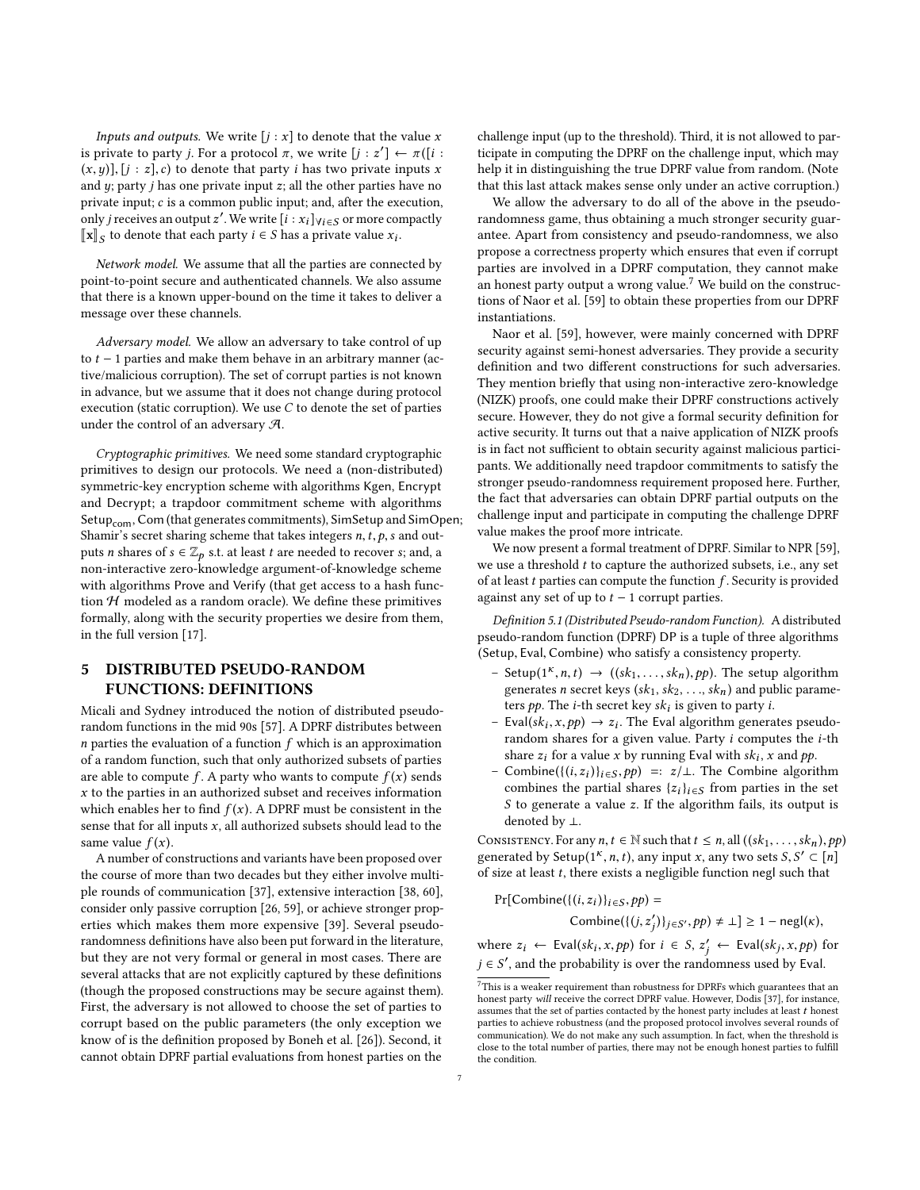*Inputs and outputs.* We write $[j : x]$ to denote that the value $x$ is private to party $j$. For a protocol $\pi$, we write $[j : z'] \leftarrow \pi([i : (x, y)], [j : z], c)$ to denote that party $i$ has two private inputs $x$ and $y$; party $j$ has one private input $z$; all the other parties have no private input; $c$ is a common public input; and, after the execution, only $j$ receives an output $z'$. We write $[i : x_i]_{\forall i \in S}$ or more compactly $[\![\mathbf{x}]\!]_S$ to denote that each party $i \in S$ has a private value $x_i$.

*Network model.* We assume that all the parties are connected by point-to-point secure and authenticated channels. We also assume that there is a known upper-bound on the time it takes to deliver a message over these channels.

*Adversary model.* We allow an adversary to take control of up to $t - 1$ parties and make them behave in an arbitrary manner (active/malicious corruption). The set of corrupt parties is not known in advance, but we assume that it does not change during protocol execution (static corruption). We use $C$ to denote the set of parties under the control of an adversary $\mathcal{A}$.

*Cryptographic primitives.* We need some standard cryptographic primitives to design our protocols. We need a (non-distributed) symmetric-key encryption scheme with algorithms Kgen, Encrypt and Decrypt; a trapdoor commitment scheme with algorithms $\mathsf{Setup}_{\mathsf{com}}$, Com (that generates commitments), SimSetup and SimOpen; Shamir's secret sharing scheme that takes integers $n, t, p, s$ and outputs $n$ shares of $s \in \mathbb{Z}_p$ s.t. at least $t$ are needed to recover $s$; and, a non-interactive zero-knowledge argument-of-knowledge scheme with algorithms Prove and Verify (that get access to a hash function $\mathcal{H}$ modeled as a random oracle). We define these primitives formally, along with the security properties we desire from them, in the full version [17].

# 5 DISTRIBUTED PSEUDO-RANDOM FUNCTIONS: DEFINITIONS

Micali and Sydney introduced the notion of distributed pseudo-random functions in the mid 90s [57]. A DPRF distributes between $n$ parties the evaluation of a function $f$ which is an approximation of a random function, such that only authorized subsets of parties are able to compute $f$. A party who wants to compute $f(x)$ sends $x$ to the parties in an authorized subset and receives information which enables her to find $f(x)$. A DPRF must be consistent in the sense that for all inputs $x$, all authorized subsets should lead to the same value $f(x)$.

A number of constructions and variants have been proposed over the course of more than two decades but they either involve multiple rounds of communication [37], extensive interaction [38, 60], consider only passive corruption [26, 59], or achieve stronger properties which makes them more expensive [39]. Several pseudo-randomness definitions have also been put forward in the literature, but they are not very formal or general in most cases. There are several attacks that are not explicitly captured by these definitions (though the proposed constructions may be secure against them). First, the adversary is not allowed to choose the set of parties to corrupt based on the public parameters (the only exception we know of is the definition proposed by Boneh et al. [26]). Second, it cannot obtain DPRF partial evaluations from honest parties on the challenge input (up to the threshold). Third, it is not allowed to participate in computing the DPRF on the challenge input, which may help it in distinguishing the true DPRF value from random. (Note that this last attack makes sense only under an active corruption.)

We allow the adversary to do all of the above in the pseudo-randomness game, thus obtaining a much stronger security guarantee. Apart from consistency and pseudo-randomness, we also propose a correctness property which ensures that even if corrupt parties are involved in a DPRF computation, they cannot make an honest party output a wrong value.[7] We build on the constructions of Naor et al. [59] to obtain these properties from our DPRF instantiations.

Naor et al. [59], however, were mainly concerned with DPRF security against semi-honest adversaries. They provide a security definition and two different constructions for such adversaries. They mention briefly that using non-interactive zero-knowledge (NIZK) proofs, one could make their DPRF constructions actively secure. However, they do not give a formal security definition for active security. It turns out that a naive application of NIZK proofs is in fact not sufficient to obtain security against malicious participants. We additionally need trapdoor commitments to satisfy the stronger pseudo-randomness requirement proposed here. Further, the fact that adversaries can obtain DPRF partial outputs on the challenge input and participate in computing the challenge DPRF value makes the proof more intricate.

We now present a formal treatment of DPRF. Similar to NPR [59], we use a threshold $t$ to capture the authorized subsets, i.e., any set of at least $t$ parties can compute the function $f$. Security is provided against any set of up to $t - 1$ corrupt parties.

*Definition 5.1 (Distributed Pseudo-random Function).* A distributed pseudo-random function (DPRF) DP is a tuple of three algorithms (Setup, Eval, Combine) who satisfy a consistency property.

- $\mathsf{Setup}(1^\kappa, n, t) \rightarrow ((sk_1, \ldots, sk_n), pp)$. The setup algorithm generates $n$ secret keys $(sk_1, sk_2, \ldots, sk_n)$ and public parameters $pp$. The $i$-th secret key $sk_i$ is given to party $i$.
- $\mathsf{Eval}(sk_i, x, pp) \rightarrow z_i$. The Eval algorithm generates pseudo-random shares for a given value. Party $i$ computes the $i$-th share $z_i$ for a value $x$ by running Eval with $sk_i$, $x$ and $pp$.
- $\mathsf{Combine}(\{(i, z_i)\}_{i \in S}, pp) =: z/\bot$. The Combine algorithm combines the partial shares $\{z_i\}_{i \in S}$ from parties in the set $S$ to generate a value $z$. If the algorithm fails, its output is denoted by $\bot$.

Consistency. For any $n, t \in \mathbb{N}$ such that $t \leq n$, all $((sk_1, \ldots, sk_n), pp)$ generated by $\mathsf{Setup}(1^\kappa, n, t)$, any input $x$, any two sets $S, S' \subset [n]$ of size at least $t$, there exists a negligible function negl such that

$$\Pr[\mathsf{Combine}(\{(i, z_i)\}_{i \in S}, pp) = \mathsf{Combine}(\{(j, z'_j)\}_{j \in S'}, pp) \neq \bot] \geq 1 - \mathsf{negl}(\kappa),$$

where $z_i \leftarrow \mathsf{Eval}(sk_i, x, pp)$ for $i \in S$, $z'_j \leftarrow \mathsf{Eval}(sk_j, x, pp)$ for $j \in S'$, and the probability is over the randomness used by Eval.

[7] This is a weaker requirement than robustness for DPRFs which guarantees that an honest party *will* receive the correct DPRF value. However, Dodis [37], for instance, assumes that the set of parties contacted by the honest party includes at least $t$ honest parties to achieve robustness (and the proposed protocol involves several rounds of communication). We do not make any such assumption. In fact, when the threshold is close to the total number of parties, there may not be enough honest parties to fulfill the condition.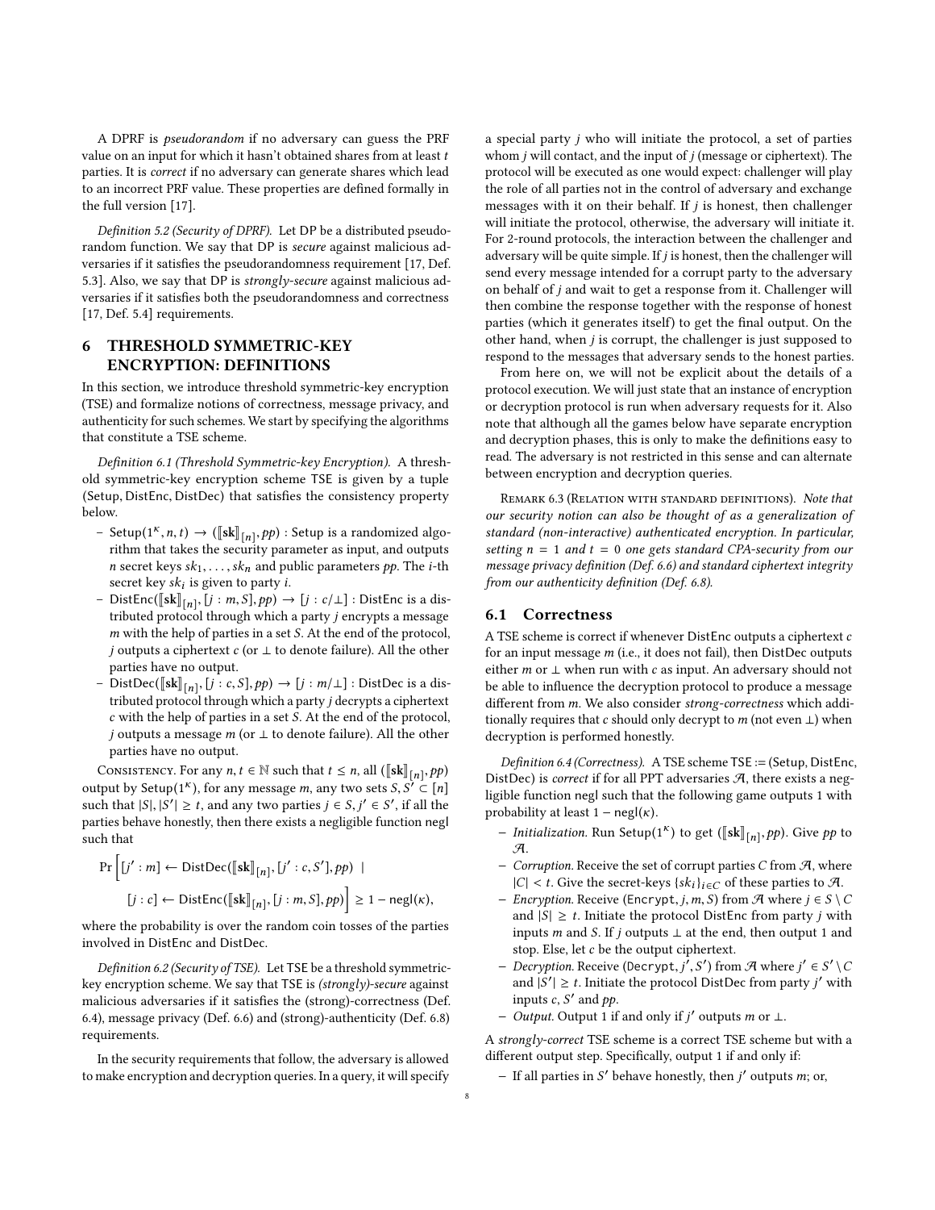A DPRF is *pseudorandom* if no adversary can guess the PRF value on an input for which it hasn't obtained shares from at least $t$ parties. It is *correct* if no adversary can generate shares which lead to an incorrect PRF value. These properties are defined formally in the full version [17].

*Definition 5.2 (Security of DPRF).* Let DP be a distributed pseudorandom function. We say that DP is *secure* against malicious adversaries if it satisfies the pseudorandomness requirement [17, Def. 5.3]. Also, we say that DP is *strongly-secure* against malicious adversaries if it satisfies both the pseudorandomness and correctness [17, Def. 5.4] requirements.

# 6 THRESHOLD SYMMETRIC-KEY ENCRYPTION: DEFINITIONS

In this section, we introduce threshold symmetric-key encryption (TSE) and formalize notions of correctness, message privacy, and authenticity for such schemes. We start by specifying the algorithms that constitute a TSE scheme.

*Definition 6.1 (Threshold Symmetric-key Encryption).* A threshold symmetric-key encryption scheme TSE is given by a tuple (Setup, DistEnc, DistDec) that satisfies the consistency property below.

- $\mathsf{Setup}(1^\kappa, n, t) \rightarrow (\llbracket \mathbf{sk} \rrbracket_{[n]}, pp)$ : Setup is a randomized algorithm that takes the security parameter as input, and outputs $n$ secret keys $sk_1, \ldots, sk_n$ and public parameters $pp$. The $i$-th secret key $sk_i$ is given to party $i$.
- $\mathsf{DistEnc}(\llbracket \mathbf{sk} \rrbracket_{[n]}, [j : m, S], pp) \rightarrow [j : c/\perp]$ : DistEnc is a distributed protocol through which a party $j$ encrypts a message $m$ with the help of parties in a set $S$. At the end of the protocol, $j$ outputs a ciphertext $c$ (or $\perp$ to denote failure). All the other parties have no output.
- $\mathsf{DistDec}(\llbracket \mathbf{sk} \rrbracket_{[n]}, [j : c, S], pp) \rightarrow [j : m/\perp]$ : DistDec is a distributed protocol through which a party $j$ decrypts a ciphertext $c$ with the help of parties in a set $S$. At the end of the protocol, $j$ outputs a message $m$ (or $\perp$ to denote failure). All the other parties have no output.

Consistency. For any $n, t \in \mathbb{N}$ such that $t \leq n$, all $(\llbracket \mathbf{sk} \rrbracket_{[n]}, pp)$ output by $\mathsf{Setup}(1^\kappa)$, for any message $m$, any two sets $S, S' \subset [n]$ such that $|S|, |S'| \geq t$, and any two parties $j \in S, j' \in S'$, if all the parties behave honestly, then there exists a negligible function negl such that

$$\Pr\Big[[j' : m] \leftarrow \mathsf{DistDec}(\llbracket \mathbf{sk} \rrbracket_{[n]}, [j' : c, S'], pp) \mid [j : c] \leftarrow \mathsf{DistEnc}(\llbracket \mathbf{sk} \rrbracket_{[n]}, [j : m, S], pp)\Big] \geq 1 - \mathsf{negl}(\kappa),$$

where the probability is over the random coin tosses of the parties involved in DistEnc and DistDec.

*Definition 6.2 (Security of TSE).* Let TSE be a threshold symmetric-key encryption scheme. We say that TSE is *(strongly)-secure* against malicious adversaries if it satisfies the (strong)-correctness (Def. 6.4), message privacy (Def. 6.6) and (strong)-authenticity (Def. 6.8) requirements.

In the security requirements that follow, the adversary is allowed to make encryption and decryption queries. In a query, it will specify a special party $j$ who will initiate the protocol, a set of parties whom $j$ will contact, and the input of $j$ (message or ciphertext). The protocol will be executed as one would expect: challenger will play the role of all parties not in the control of adversary and exchange messages with it on their behalf. If $j$ is honest, then challenger will initiate the protocol, otherwise, the adversary will initiate it. For 2-round protocols, the interaction between the challenger and adversary will be quite simple. If $j$ is honest, then the challenger will send every message intended for a corrupt party to the adversary on behalf of $j$ and wait to get a response from it. Challenger will then combine the response together with the response of honest parties (which it generates itself) to get the final output. On the other hand, when $j$ is corrupt, the challenger is just supposed to respond to the messages that adversary sends to the honest parties.

From here on, we will not be explicit about the details of a protocol execution. We will just state that an instance of encryption or decryption protocol is run when adversary requests for it. Also note that although all the games below have separate encryption and decryption phases, this is only to make the definitions easy to read. The adversary is not restricted in this sense and can alternate between encryption and decryption queries.

Remark 6.3 (Relation with standard definitions). *Note that our security notion can also be thought of as a generalization of standard (non-interactive) authenticated encryption. In particular, setting $n = 1$ and $t = 0$ one gets standard CPA-security from our message privacy definition (Def. 6.6) and standard ciphertext integrity from our authenticity definition (Def. 6.8).*

## 6.1 Correctness

A TSE scheme is correct if whenever DistEnc outputs a ciphertext $c$ for an input message $m$ (i.e., it does not fail), then DistDec outputs either $m$ or $\perp$ when run with $c$ as input. An adversary should not be able to influence the decryption protocol to produce a message different from $m$. We also consider *strong-correctness* which additionally requires that $c$ should only decrypt to $m$ (not even $\perp$) when decryption is performed honestly.

*Definition 6.4 (Correctness).* A TSE scheme TSE := (Setup, DistEnc, DistDec) is *correct* if for all PPT adversaries $\mathcal{A}$, there exists a negligible function negl such that the following game outputs 1 with probability at least $1 - \mathsf{negl}(\kappa)$.

- *Initialization.* Run $\mathsf{Setup}(1^\kappa)$ to get $(\llbracket \mathbf{sk} \rrbracket_{[n]}, pp)$. Give $pp$ to $\mathcal{A}$.
- *Corruption.* Receive the set of corrupt parties $C$ from $\mathcal{A}$, where $|C| < t$. Give the secret-keys $\{sk_i\}_{i \in C}$ of these parties to $\mathcal{A}$.
- *Encryption.* Receive $(\mathtt{Encrypt}, j, m, S)$ from $\mathcal{A}$ where $j \in S \setminus C$ and $|S| \geq t$. Initiate the protocol DistEnc from party $j$ with inputs $m$ and $S$. If $j$ outputs $\perp$ at the end, then output 1 and stop. Else, let $c$ be the output ciphertext.
- *Decryption.* Receive $(\mathtt{Decrypt}, j', S')$ from $\mathcal{A}$ where $j' \in S' \setminus C$ and $|S'| \geq t$. Initiate the protocol DistDec from party $j'$ with inputs $c$, $S'$ and $pp$.
- *Output.* Output 1 if and only if $j'$ outputs $m$ or $\perp$.

A *strongly-correct* TSE scheme is a correct TSE scheme but with a different output step. Specifically, output 1 if and only if:

- If all parties in $S'$ behave honestly, then $j'$ outputs $m$; or,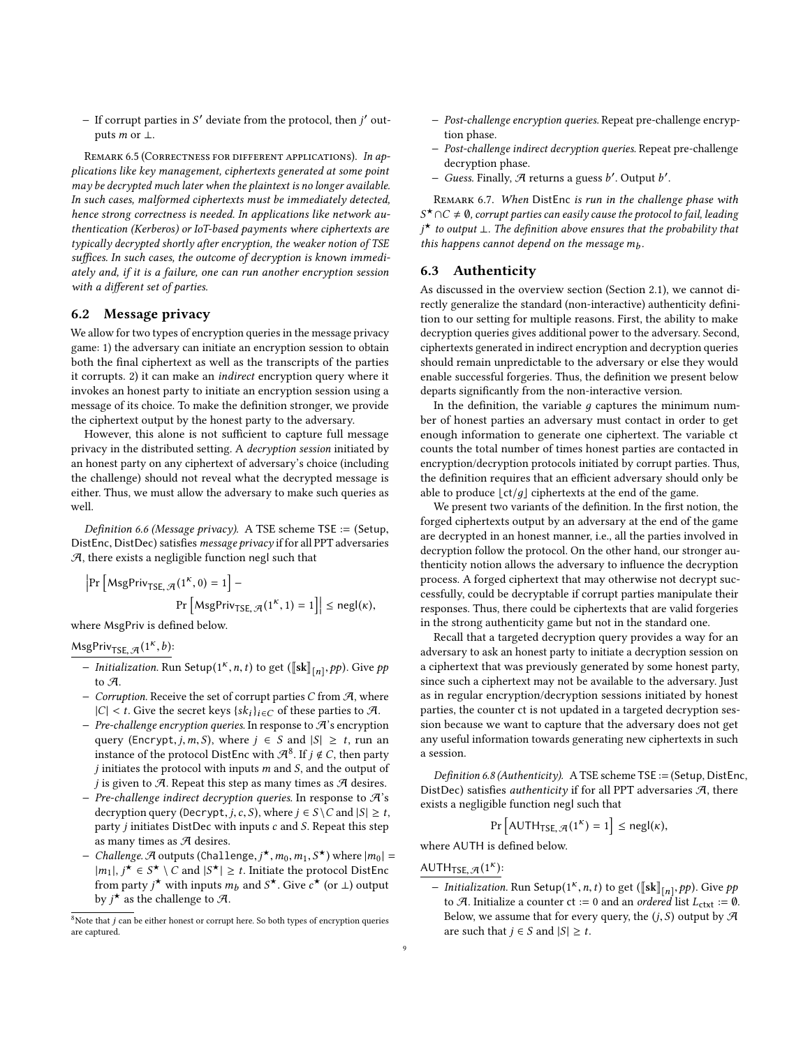- If corrupt parties in $S'$ deviate from the protocol, then $j'$ outputs $m$ or $\perp$.

Remark 6.5 (Correctness for different applications). *In applications like key management, ciphertexts generated at some point may be decrypted much later when the plaintext is no longer available. In such cases, malformed ciphertexts must be immediately detected, hence strong correctness is needed. In applications like network authentication (Kerberos) or IoT-based payments where ciphertexts are typically decrypted shortly after encryption, the weaker notion of TSE suffices. In such cases, the outcome of decryption is known immediately and, if it is a failure, one can run another encryption session with a different set of parties.*

## 6.2 Message privacy

We allow for two types of encryption queries in the message privacy game: 1) the adversary can initiate an encryption session to obtain both the final ciphertext as well as the transcripts of the parties it corrupts. 2) it can make an *indirect* encryption query where it invokes an honest party to initiate an encryption session using a message of its choice. To make the definition stronger, we provide the ciphertext output by the honest party to the adversary.

However, this alone is not sufficient to capture full message privacy in the distributed setting. A *decryption session* initiated by an honest party on any ciphertext of adversary's choice (including the challenge) should not reveal what the decrypted message is either. Thus, we must allow the adversary to make such queries as well.

*Definition 6.6 (Message privacy).* A TSE scheme TSE := (Setup, DistEnc, DistDec) satisfies *message privacy* if for all PPT adversaries $\mathcal{A}$, there exists a negligible function negl such that

$$\left|\Pr\left[\mathsf{MsgPriv}_{\mathsf{TSE},\mathcal{A}}(1^\kappa, 0) = 1\right] - \Pr\left[\mathsf{MsgPriv}_{\mathsf{TSE},\mathcal{A}}(1^\kappa, 1) = 1\right]\right| \leq \mathsf{negl}(\kappa),$$

where MsgPriv is defined below.

$\mathsf{MsgPriv}_{\mathsf{TSE},\mathcal{A}}(1^\kappa, b)$:

- *Initialization.* Run $\mathsf{Setup}(1^\kappa, n, t)$ to get $([\![\mathbf{sk}]\!]_{[n]}, pp)$. Give $pp$ to $\mathcal{A}$.
- *Corruption.* Receive the set of corrupt parties $C$ from $\mathcal{A}$, where $|C| < t$. Give the secret keys $\{sk_i\}_{i \in C}$ of these parties to $\mathcal{A}$.
- *Pre-challenge encryption queries.* In response to $\mathcal{A}$'s encryption query ($\mathtt{Encrypt}, j, m, S$), where $j \in S$ and $|S| \geq t$, run an instance of the protocol DistEnc with $\mathcal{A}$[8]. If $j \notin C$, then party $j$ initiates the protocol with inputs $m$ and $S$, and the output of $j$ is given to $\mathcal{A}$. Repeat this step as many times as $\mathcal{A}$ desires.
- *Pre-challenge indirect decryption queries.* In response to $\mathcal{A}$'s decryption query ($\mathtt{Decrypt}, j, c, S$), where $j \in S \setminus C$ and $|S| \geq t$, party $j$ initiates DistDec with inputs $c$ and $S$. Repeat this step as many times as $\mathcal{A}$ desires.
- *Challenge.* $\mathcal{A}$ outputs ($\mathtt{Challenge}, j^\star, m_0, m_1, S^\star$) where $|m_0| = |m_1|$, $j^\star \in S^\star \setminus C$ and $|S^\star| \geq t$. Initiate the protocol DistEnc from party $j^\star$ with inputs $m_b$ and $S^\star$. Give $c^\star$ (or $\perp$) output by $j^\star$ as the challenge to $\mathcal{A}$.
- *Post-challenge encryption queries.* Repeat pre-challenge encryption phase.
- *Post-challenge indirect decryption queries.* Repeat pre-challenge decryption phase.
- *Guess.* Finally, $\mathcal{A}$ returns a guess $b'$. Output $b'$.

Remark 6.7. *When* DistEnc *is run in the challenge phase with $S^\star \cap C \neq \emptyset$, corrupt parties can easily cause the protocol to fail, leading $j^\star$ to output $\perp$. The definition above ensures that the probability that this happens cannot depend on the message $m_b$.*

[8] Note that $j$ can be either honest or corrupt here. So both types of encryption queries are captured.

## 6.3 Authenticity

As discussed in the overview section (Section 2.1), we cannot directly generalize the standard (non-interactive) authenticity definition to our setting for multiple reasons. First, the ability to make decryption queries gives additional power to the adversary. Second, ciphertexts generated in indirect encryption and decryption queries should remain unpredictable to the adversary or else they would enable successful forgeries. Thus, the definition we present below departs significantly from the non-interactive version.

In the definition, the variable $g$ captures the minimum number of honest parties an adversary must contact in order to get enough information to generate one ciphertext. The variable ct counts the total number of times honest parties are contacted in encryption/decryption protocols initiated by corrupt parties. Thus, the definition requires that an efficient adversary should only be able to produce $\lfloor \mathsf{ct}/g \rfloor$ ciphertexts at the end of the game.

We present two variants of the definition. In the first notion, the forged ciphertexts output by an adversary at the end of the game are decrypted in an honest manner, i.e., all the parties involved in decryption follow the protocol. On the other hand, our stronger authenticity notion allows the adversary to influence the decryption process. A forged ciphertext that may otherwise not decrypt successfully, could be decryptable if corrupt parties manipulate their responses. Thus, there could be ciphertexts that are valid forgeries in the strong authenticity game but not in the standard one.

Recall that a targeted decryption query provides a way for an adversary to ask an honest party to initiate a decryption session on a ciphertext that was previously generated by some honest party, since such a ciphertext may not be available to the adversary. Just as in regular encryption/decryption sessions initiated by honest parties, the counter ct is not updated in a targeted decryption session because we want to capture that the adversary does not get any useful information towards generating new ciphertexts in such a session.

*Definition 6.8 (Authenticity).* A TSE scheme TSE := (Setup, DistEnc, DistDec) satisfies *authenticity* if for all PPT adversaries $\mathcal{A}$, there exists a negligible function negl such that

$$\Pr\left[\mathsf{AUTH}_{\mathsf{TSE},\mathcal{A}}(1^\kappa) = 1\right] \leq \mathsf{negl}(\kappa),$$

where AUTH is defined below.

$\mathsf{AUTH}_{\mathsf{TSE},\mathcal{A}}(1^\kappa)$:

- *Initialization.* Run $\mathsf{Setup}(1^\kappa, n, t)$ to get $([\![\mathbf{sk}]\!]_{[n]}, pp)$. Give $pp$ to $\mathcal{A}$. Initialize a counter $\mathsf{ct} := 0$ and an *ordered* list $L_{\mathsf{ctxt}} := \emptyset$. Below, we assume that for every query, the $(j, S)$ output by $\mathcal{A}$ are such that $j \in S$ and $|S| \geq t$.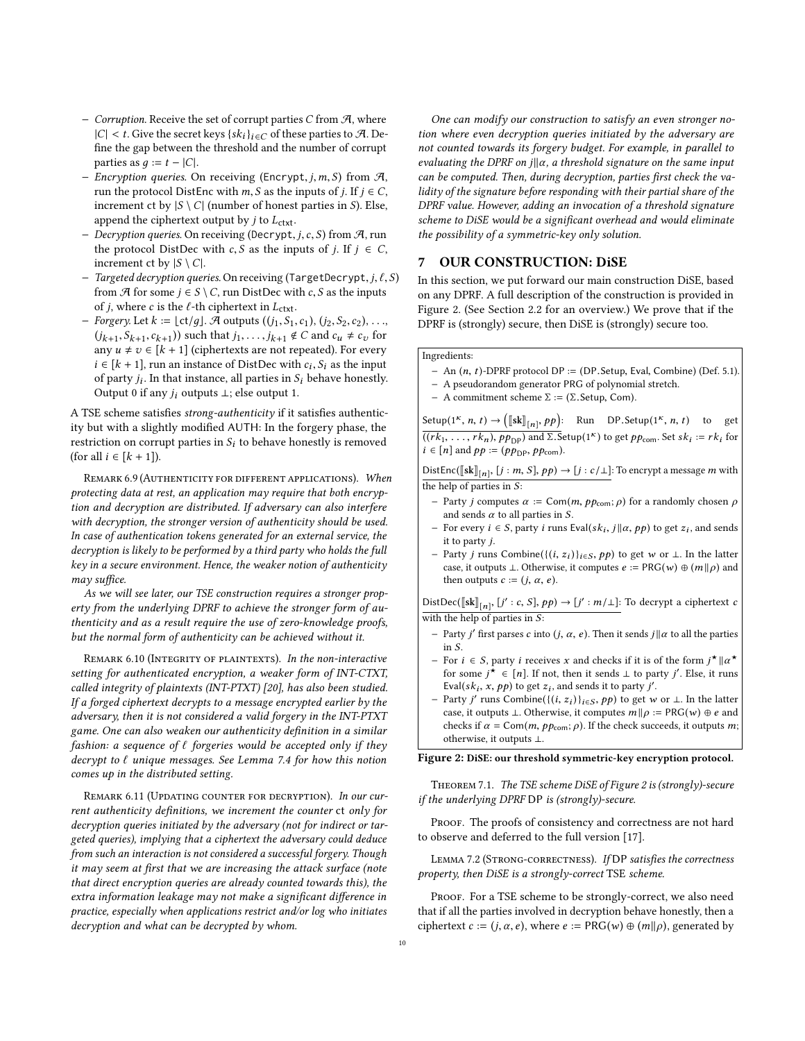- *Corruption.* Receive the set of corrupt parties $C$ from $\mathcal{A}$, where $|C| < t$. Give the secret keys $\{sk_i\}_{i \in C}$ of these parties to $\mathcal{A}$. Define the gap between the threshold and the number of corrupt parties as $g := t - |C|$.
- *Encryption queries.* On receiving (Encrypt, $j, m, S$) from $\mathcal{A}$, run the protocol DistEnc with $m, S$ as the inputs of $j$. If $j \in C$, increment ct by $|S \setminus C|$ (number of honest parties in $S$). Else, append the ciphertext output by $j$ to $L_{\mathsf{ctxt}}$.
- *Decryption queries.* On receiving (Decrypt, $j, c, S$) from $\mathcal{A}$, run the protocol DistDec with $c, S$ as the inputs of $j$. If $j \in C$, increment ct by $|S \setminus C|$.
- *Targeted decryption queries.* On receiving (TargetDecrypt, $j, \ell, S$) from $\mathcal{A}$ for some $j \in S \setminus C$, run DistDec with $c, S$ as the inputs of $j$, where $c$ is the $\ell$-th ciphertext in $L_{\mathsf{ctxt}}$.
- *Forgery.* Let $k := \lfloor \mathsf{ct}/g \rfloor$. $\mathcal{A}$ outputs $((j_1, S_1, c_1), (j_2, S_2, c_2), \ldots, (j_{k+1}, S_{k+1}, c_{k+1}))$ such that $j_1, \ldots, j_{k+1} \notin C$ and $c_u \neq c_v$ for any $u \neq v \in [k+1]$ (ciphertexts are not repeated). For every $i \in [k+1]$, run an instance of DistDec with $c_i, S_i$ as the input of party $j_i$. In that instance, all parties in $S_i$ behave honestly. Output 0 if any $j_i$ outputs $\perp$; else output 1.

A TSE scheme satisfies *strong-authenticity* if it satisfies authenticity but with a slightly modified AUTH: In the forgery phase, the restriction on corrupt parties in $S_i$ to behave honestly is removed (for all $i \in [k+1]$).

Remark 6.9 (Authenticity for different applications). *When protecting data at rest, an application may require that both encryption and decryption are distributed. If adversary can also interfere with decryption, the stronger version of authenticity should be used. In case of authentication tokens generated for an external service, the decryption is likely to be performed by a third party who holds the full key in a secure environment. Hence, the weaker notion of authenticity may suffice.*

*As we will see later, our TSE construction requires a stronger property from the underlying DPRF to achieve the stronger form of authenticity and as a result require the use of zero-knowledge proofs, but the normal form of authenticity can be achieved without it.*

Remark 6.10 (Integrity of plaintexts). *In the non-interactive setting for authenticated encryption, a weaker form of INT-CTXT, called integrity of plaintexts (INT-PTXT) [20], has also been studied. If a forged ciphertext decrypts to a message encrypted earlier by the adversary, then it is not considered a valid forgery in the INT-PTXT game. One can also weaken our authenticity definition in a similar fashion: a sequence of $\ell$ forgeries would be accepted only if they decrypt to $\ell$ unique messages. See Lemma 7.4 for how this notion comes up in the distributed setting.*

Remark 6.11 (Updating counter for decryption). *In our current authenticity definitions, we increment the counter* ct *only for decryption queries initiated by the adversary (not for indirect or targeted queries), implying that a ciphertext the adversary could deduce from such an interaction is not considered a successful forgery. Though it may seem at first that we are increasing the attack surface (note that direct encryption queries are already counted towards this), the extra information leakage may not make a significant difference in practice, especially when applications restrict and/or log who initiates decryption and what can be decrypted by whom.*

*One can modify our construction to satisfy an even stronger notion where even decryption queries initiated by the adversary are not counted towards its forgery budget. For example, in parallel to evaluating the DPRF on $j\|\alpha$, a threshold signature on the same input can be computed. Then, during decryption, parties first check the validity of the signature before responding with their partial share of the DPRF value. However, adding an invocation of a threshold signature scheme to DiSE would be a significant overhead and would eliminate the possibility of a symmetric-key only solution.*

## 7 OUR CONSTRUCTION: DiSE

In this section, we put forward our main construction DiSE, based on any DPRF. A full description of the construction is provided in Figure 2. (See Section 2.2 for an overview.) We prove that if the DPRF is (strongly) secure, then DiSE is (strongly) secure too.

Ingredients:

- An $(n, t)$-DPRF protocol DP := (DP.Setup, Eval, Combine) (Def. 5.1).
- A pseudorandom generator PRG of polynomial stretch.
- A commitment scheme $\Sigma := (\Sigma.\mathsf{Setup}, \mathsf{Com})$.

$\mathsf{Setup}(1^\kappa, n, t) \to ([\![\mathbf{sk}]\!]_{[n]}, pp)$: Run DP.Setup$(1^\kappa, n, t)$ to get $((rk_1, \ldots, rk_n), pp_{\mathsf{DP}})$ and $\Sigma.\mathsf{Setup}(1^\kappa)$ to get $pp_{\mathsf{com}}$. Set $sk_i := rk_i$ for $i \in [n]$ and $pp := (pp_{\mathsf{DP}}, pp_{\mathsf{com}})$.

$\mathsf{DistEnc}([\![\mathbf{sk}]\!]_{[n]}, [j : m, S], pp) \to [j : c/\perp]$: To encrypt a message $m$ with the help of parties in $S$:

- Party $j$ computes $\alpha := \mathsf{Com}(m, pp_{\mathsf{com}}; \rho)$ for a randomly chosen $\rho$ and sends $\alpha$ to all parties in $S$.
- For every $i \in S$, party $i$ runs $\mathsf{Eval}(sk_i, j\|\alpha, pp)$ to get $z_i$, and sends it to party $j$.
- Party $j$ runs $\mathsf{Combine}(\{(i, z_i)\}_{i \in S}, pp)$ to get $w$ or $\perp$. In the latter case, it outputs $\perp$. Otherwise, it computes $e := \mathsf{PRG}(w) \oplus (m\|\rho)$ and then outputs $c := (j, \alpha, e)$.

$\mathsf{DistDec}([\![\mathbf{sk}]\!]_{[n]}, [j' : c, S], pp) \to [j' : m/\perp]$: To decrypt a ciphertext $c$ with the help of parties in $S$:

- Party $j'$ first parses $c$ into $(j, \alpha, e)$. Then it sends $j\|\alpha$ to all the parties in $S$.
- For $i \in S$, party $i$ receives $x$ and checks if it is of the form $j^\star\|\alpha^\star$ for some $j^\star \in [n]$. If not, then it sends $\perp$ to party $j'$. Else, it runs $\mathsf{Eval}(sk_i, x, pp)$ to get $z_i$, and sends it to party $j'$.
- Party $j'$ runs $\mathsf{Combine}(\{(i, z_i)\}_{i \in S}, pp)$ to get $w$ or $\perp$. In the latter case, it outputs $\perp$. Otherwise, it computes $m\|\rho := \mathsf{PRG}(w) \oplus e$ and checks if $\alpha = \mathsf{Com}(m, pp_{\mathsf{com}}; \rho)$. If the check succeeds, it outputs $m$; otherwise, it outputs $\perp$.

**Figure 2: DiSE: our threshold symmetric-key encryption protocol.**

Theorem 7.1. *The TSE scheme DiSE of Figure 2 is (strongly)-secure if the underlying DPRF* DP *is (strongly)-secure.*

Proof. The proofs of consistency and correctness are not hard to observe and deferred to the full version [17].

Lemma 7.2 (Strong-correctness). *If* DP *satisfies the correctness property, then DiSE is a strongly-correct* TSE *scheme.*

Proof. For a TSE scheme to be strongly-correct, we also need that if all the parties involved in decryption behave honestly, then a ciphertext $c := (j, \alpha, e)$, where $e := \mathsf{PRG}(w) \oplus (m\|\rho)$, generated by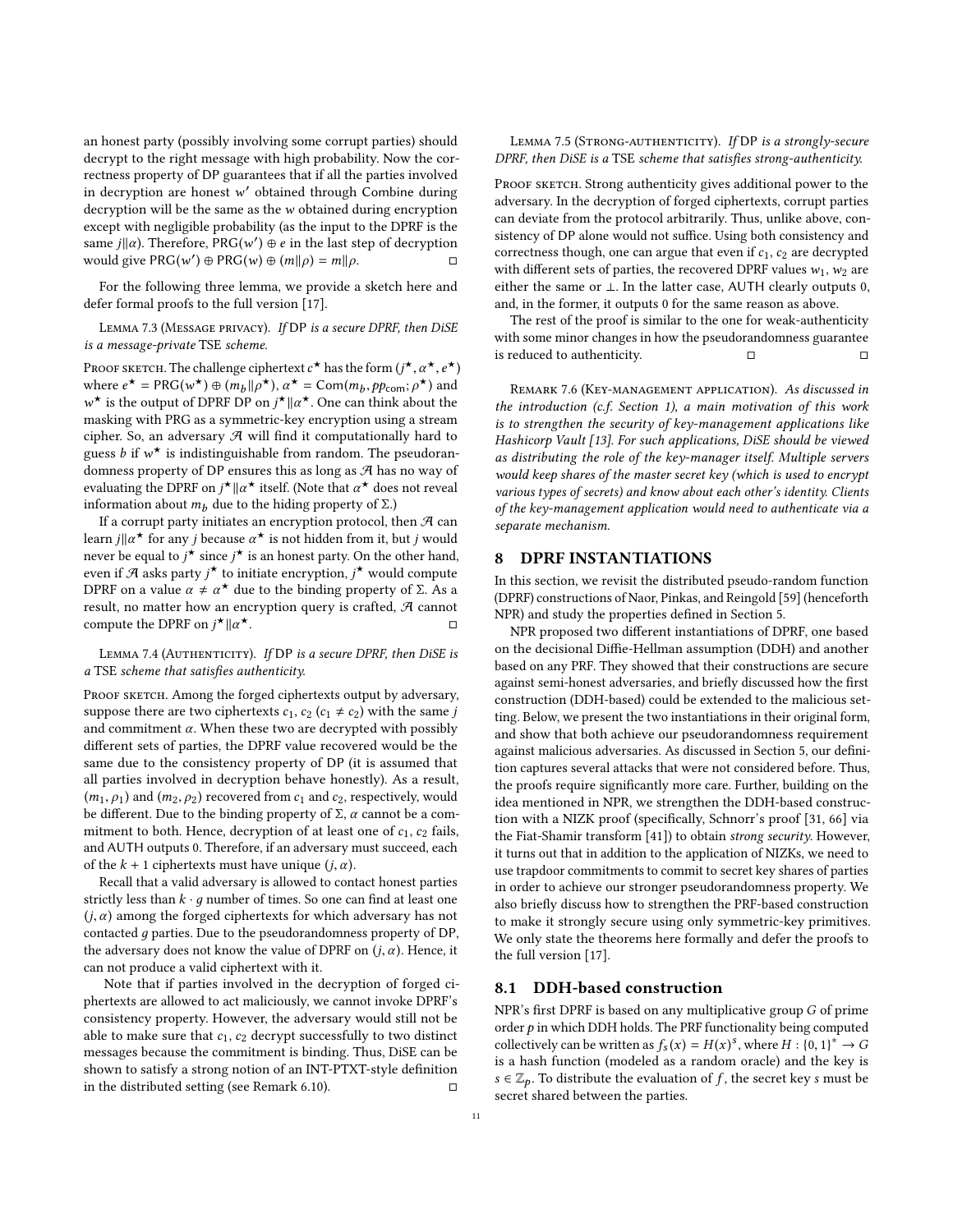an honest party (possibly involving some corrupt parties) should decrypt to the right message with high probability. Now the correctness property of DP guarantees that if all the parties involved in decryption are honest $w'$ obtained through Combine during decryption will be the same as the $w$ obtained during encryption except with negligible probability (as the input to the DPRF is the same $j\|\alpha$). Therefore, $\mathsf{PRG}(w') \oplus e$ in the last step of decryption would give $\mathsf{PRG}(w') \oplus \mathsf{PRG}(w) \oplus (m\|\rho) = m\|\rho$. □

For the following three lemma, we provide a sketch here and defer formal proofs to the full version [17].

Lemma 7.3 (Message privacy). *If* DP *is a secure DPRF, then DiSE is a message-private* TSE *scheme.*

Proof sketch. The challenge ciphertext $c^\star$ has the form $(j^\star, \alpha^\star, e^\star)$ where $e^\star = \mathsf{PRG}(w^\star) \oplus (m_b\|\rho^\star)$, $\alpha^\star = \mathsf{Com}(m_b, pp_{\mathsf{com}}; \rho^\star)$ and $w^\star$ is the output of DPRF DP on $j^\star\|\alpha^\star$. One can think about the masking with PRG as a symmetric-key encryption using a stream cipher. So, an adversary $\mathcal{A}$ will find it computationally hard to guess $b$ if $w^\star$ is indistinguishable from random. The pseudorandomness property of DP ensures this as long as $\mathcal{A}$ has no way of evaluating the DPRF on $j^\star\|\alpha^\star$ itself. (Note that $\alpha^\star$ does not reveal information about $m_b$ due to the hiding property of $\Sigma$.)

If a corrupt party initiates an encryption protocol, then $\mathcal{A}$ can learn $j\|\alpha^\star$ for any $j$ because $\alpha^\star$ is not hidden from it, but $j$ would never be equal to $j^\star$ since $j^\star$ is an honest party. On the other hand, even if $\mathcal{A}$ asks party $j^\star$ to initiate encryption, $j^\star$ would compute DPRF on a value $\alpha \neq \alpha^\star$ due to the binding property of $\Sigma$. As a result, no matter how an encryption query is crafted, $\mathcal{A}$ cannot compute the DPRF on $j^\star\|\alpha^\star$. □

Lemma 7.4 (Authenticity). *If* DP *is a secure DPRF, then DiSE is a* TSE *scheme that satisfies authenticity.*

Proof sketch. Among the forged ciphertexts output by adversary, suppose there are two ciphertexts $c_1, c_2$ ($c_1 \neq c_2$) with the same $j$ and commitment $\alpha$. When these two are decrypted with possibly different sets of parties, the DPRF value recovered would be the same due to the consistency property of DP (it is assumed that all parties involved in decryption behave honestly). As a result, $(m_1, \rho_1)$ and $(m_2, \rho_2)$ recovered from $c_1$ and $c_2$, respectively, would be different. Due to the binding property of $\Sigma$, $\alpha$ cannot be a commitment to both. Hence, decryption of at least one of $c_1, c_2$ fails, and AUTH outputs 0. Therefore, if an adversary must succeed, each of the $k + 1$ ciphertexts must have unique $(j, \alpha)$.

Recall that a valid adversary is allowed to contact honest parties strictly less than $k \cdot g$ number of times. So one can find at least one $(j, \alpha)$ among the forged ciphertexts for which adversary has not contacted $g$ parties. Due to the pseudorandomness property of DP, the adversary does not know the value of DPRF on $(j, \alpha)$. Hence, it can not produce a valid ciphertext with it.

Note that if parties involved in the decryption of forged ciphertexts are allowed to act maliciously, we cannot invoke DPRF's consistency property. However, the adversary would still not be able to make sure that $c_1, c_2$ decrypt successfully to two distinct messages because the commitment is binding. Thus, DiSE can be shown to satisfy a strong notion of an INT-PTXT-style definition in the distributed setting (see Remark 6.10). □

Lemma 7.5 (Strong-authenticity). *If* DP *is a strongly-secure DPRF, then DiSE is a* TSE *scheme that satisfies strong-authenticity.*

Proof sketch. Strong authenticity gives additional power to the adversary. In the decryption of forged ciphertexts, corrupt parties can deviate from the protocol arbitrarily. Thus, unlike above, consistency of DP alone would not suffice. Using both consistency and correctness though, one can argue that even if $c_1, c_2$ are decrypted with different sets of parties, the recovered DPRF values $w_1, w_2$ are either the same or $\perp$. In the latter case, AUTH clearly outputs 0, and, in the former, it outputs 0 for the same reason as above.

The rest of the proof is similar to the one for weak-authenticity with some minor changes in how the pseudorandomness guarantee is reduced to authenticity. □ □

Remark 7.6 (Key-management application). *As discussed in the introduction (c.f. Section 1), a main motivation of this work is to strengthen the security of key-management applications like Hashicorp Vault [13]. For such applications, DiSE should be viewed as distributing the role of the key-manager itself. Multiple servers would keep shares of the master secret key (which is used to encrypt various types of secrets) and know about each other's identity. Clients of the key-management application would need to authenticate via a separate mechanism.*

## 8 DPRF INSTANTIATIONS

In this section, we revisit the distributed pseudo-random function (DPRF) constructions of Naor, Pinkas, and Reingold [59] (henceforth NPR) and study the properties defined in Section 5.

NPR proposed two different instantiations of DPRF, one based on the decisional Diffie-Hellman assumption (DDH) and another based on any PRF. They showed that their constructions are secure against semi-honest adversaries, and briefly discussed how the first construction (DDH-based) could be extended to the malicious setting. Below, we present the two instantiations in their original form, and show that both achieve our pseudorandomness requirement against malicious adversaries. As discussed in Section 5, our definition captures several attacks that were not considered before. Thus, the proofs require significantly more care. Further, building on the idea mentioned in NPR, we strengthen the DDH-based construction with a NIZK proof (specifically, Schnorr's proof [31, 66] via the Fiat-Shamir transform [41]) to obtain *strong security*. However, it turns out that in addition to the application of NIZKs, we need to use trapdoor commitments to commit to secret key shares of parties in order to achieve our stronger pseudorandomness property. We also briefly discuss how to strengthen the PRF-based construction to make it strongly secure using only symmetric-key primitives. We only state the theorems here formally and defer the proofs to the full version [17].

### 8.1 DDH-based construction

NPR's first DPRF is based on any multiplicative group $G$ of prime order $p$ in which DDH holds. The PRF functionality being computed collectively can be written as $f_s(x) = H(x)^s$, where $H : \{0,1\}^* \to G$ is a hash function (modeled as a random oracle) and the key is $s \in \mathbb{Z}_p$. To distribute the evaluation of $f$, the secret key $s$ must be secret shared between the parties.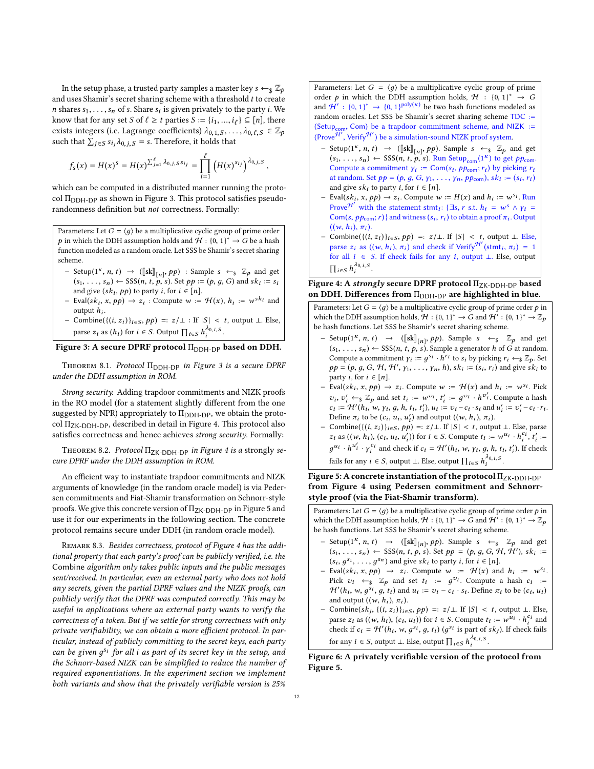In the setup phase, a trusted party samples a master key $s \leftarrow_\$ \mathbb{Z}_p$ and uses Shamir's secret sharing scheme with a threshold $t$ to create $n$ shares $s_1, \ldots, s_n$ of $s$. Share $s_i$ is given privately to the party $i$. We know that for any set $S$ of $\ell \geq t$ parties $S := \{i_1, ..., i_\ell\} \subseteq [n]$, there exists integers (i.e. Lagrange coefficients) $\lambda_{0,1,S}, \ldots, \lambda_{0,\ell,S} \in \mathbb{Z}_p$ such that $\sum_{j \in S} s_{i_j} \lambda_{0,j,S} = s$. Therefore, it holds that

$$f_s(x) = H(x)^s = H(x)^{\sum_{j=1}^{\ell} \lambda_{0,j,S} s_{i_j}} = \prod_{i=1}^{\ell} \left(H(x)^{s_{i_j}}\right)^{\lambda_{0,j,S}},$$

which can be computed in a distributed manner running the protocol $\Pi_{\text{DDH-DP}}$ as shown in Figure 3. This protocol satisfies pseudorandomness definition but *not* correctness. Formally:

> Parameters: Let $G = \langle g \rangle$ be a multiplicative cyclic group of prime order $p$ in which the DDH assumption holds and $\mathcal{H} : \{0,1\}^* \to G$ be a hash function modeled as a random oracle. Let SSS be Shamir's secret sharing scheme.
>
> - $\text{Setup}(1^\kappa, n, t) \to (⟦\mathbf{sk}⟧_{[n]}, pp)$ : Sample $s \leftarrow_\$ \mathbb{Z}_p$ and get $(s_1, \ldots, s_n) \leftarrow \text{SSS}(n, t, p, s)$. Set $pp := (p, g, G)$ and $sk_i := s_i$ and give $(sk_i, pp)$ to party $i$, for $i \in [n]$.
> - $\text{Eval}(sk_i, x, pp) \to z_i$ : Compute $w := \mathcal{H}(x)$, $h_i := w^{sk_i}$ and output $h_i$.
> - $\text{Combine}(\{(i, z_i)\}_{i \in S}, pp) =: z/\bot$ : If $|S| < t$, output $\bot$. Else, parse $z_i$ as $(h_i)$ for $i \in S$. Output $\prod_{i \in S} h_i^{\lambda_{0,i,S}}$.

**Figure 3: A secure DPRF protocol $\Pi_{\text{DDH-DP}}$ based on DDH.**

Theorem 8.1. *Protocol $\Pi_{\text{DDH-DP}}$ in Figure 3 is a secure DPRF under the DDH assumption in ROM.*

*Strong security.* Adding trapdoor commitments and NIZK proofs in the RO model (for a statement slightly different from the one suggested by NPR) appropriately to $\Pi_{\text{DDH-DP}}$, we obtain the protocol $\Pi_{\text{ZK-DDH-DP}}$, described in detail in Figure 4. This protocol also satisfies correctness and hence achieves *strong security*. Formally:

Theorem 8.2. *Protocol $\Pi_{\text{ZK-DDH-DP}}$ in Figure 4 is a* strongly *secure DPRF under the DDH assumption in ROM.*

An efficient way to instantiate trapdoor commitments and NIZK arguments of knowledge (in the random oracle model) is via Pedersen commitments and Fiat-Shamir transformation on Schnorr-style proofs. We give this concrete version of $\Pi_{\text{ZK-DDH-DP}}$ in Figure 5 and use it for our experiments in the following section. The concrete protocol remains secure under DDH (in random oracle model).

Remark 8.3. *Besides correctness, protocol of Figure 4 has the additional property that each party's proof can be publicly verified, i.e. the* Combine *algorithm only takes public inputs and the public messages sent/received. In particular, even an external party who does not hold any secrets, given the partial DPRF values and the NIZK proofs, can publicly verify that the DPRF was computed correctly. This may be useful in applications where an external party wants to verify the correctness of a token. But if we settle for strong correctness with only private verifiability, we can obtain a more efficient protocol. In particular, instead of publicly committing to the secret keys, each party can be given $g^{s_i}$ for all $i$ as part of its secret key in the setup, and the Schnorr-based NIZK can be simplified to reduce the number of required exponentiations. In the experiment section we implement both variants and show that the privately verifiable version is 25%*

> Parameters: Let $G = \langle g \rangle$ be a multiplicative cyclic group of prime order $p$ in which the DDH assumption holds, $\mathcal{H} : \{0,1\}^* \to G$ and $\mathcal{H}' : \{0,1\}^* \to \{0,1\}^{\text{poly}(\kappa)}$ be two hash functions modeled as random oracles. Let SSS be Shamir's secret sharing scheme TDC := $(\text{Setup}_{\text{com}}, \text{Com})$ be a trapdoor commitment scheme, and NIZK := $(\text{Prove}^{\mathcal{H}'}, \text{Verify}^{\mathcal{H}'})$ be a simulation-sound NIZK proof system.
>
> - $\text{Setup}(1^\kappa, n, t) \to (⟦\mathbf{sk}⟧_{[n]}, pp)$. Sample $s \leftarrow_\$ \mathbb{Z}_p$ and get $(s_1, \ldots, s_n) \leftarrow \text{SSS}(n, t, p, s)$. Run $\text{Setup}_{\text{com}}(1^\kappa)$ to get $pp_{\text{com}}$. Compute a commitment $\gamma_i := \text{Com}(s_i, pp_{\text{com}}; r_i)$ by picking $r_i$ at random. Set $pp = (p, g, G, \gamma_1, \ldots, \gamma_n, pp_{\text{com}})$, $sk_i := (s_i, r_i)$ and give $sk_i$ to party $i$, for $i \in [n]$.
> - $\text{Eval}(sk_i, x, pp) \to z_i$. Compute $w := H(x)$ and $h_i := w^{s_i}$. Run $\text{Prove}^{\mathcal{H}'}$ with the statement $\text{stmt}_i$: $\{\exists s, r \text{ s.t. } h_i = w^s \wedge \gamma_i = \text{Com}(s, pp_{\text{com}}; r)\}$ and witness $(s_i, r_i)$ to obtain a proof $\pi_i$. Output $((w, h_i), \pi_i)$.
> - $\text{Combine}(\{(i, z_i)\}_{i \in S}, pp) =: z/\bot$. If $|S| < t$, output $\bot$. Else, parse $z_i$ as $((w, h_i), \pi_i)$ and check if $\text{Verify}^{\mathcal{H}'}(\text{stmt}_i, \pi_i) = 1$ for all $i \in S$. If check fails for any $i$, output $\bot$. Else, output $\prod_{i \in S} h_i^{\lambda_{0,i,S}}$.

**Figure 4: A *strongly* secure DPRF protocol $\Pi_{\text{ZK-DDH-DP}}$ based on DDH. Differences from $\Pi_{\text{DDH-DP}}$ are highlighted in blue.**

> Parameters: Let $G = \langle g \rangle$ be a multiplicative cyclic group of prime order $p$ in which the DDH assumption holds, $\mathcal{H} : \{0,1\}^* \to G$ and $\mathcal{H}' : \{0,1\}^* \to \mathbb{Z}_p$ be hash functions. Let SSS be Shamir's secret sharing scheme.
>
> - $\text{Setup}(1^\kappa, n, t) \to (⟦\mathbf{sk}⟧_{[n]}, pp)$. Sample $s \leftarrow_\$ \mathbb{Z}_p$ and get $(s_1, \ldots, s_n) \leftarrow \text{SSS}(n, t, p, s)$. Sample a generator $h$ of $G$ at random. Compute a commitment $\gamma_i := g^{s_i} \cdot h^{r_i}$ to $s_i$ by picking $r_i \leftarrow_\$ \mathbb{Z}_p$. Set $pp = (p, g, G, \mathcal{H}, \mathcal{H}', \gamma_1, \ldots, \gamma_n, h)$, $sk_i := (s_i, r_i)$ and give $sk_i$ to party $i$, for $i \in [n]$.
> - $\text{Eval}(sk_i, x, pp) \to z_i$. Compute $w := \mathcal{H}(x)$ and $h_i := w^{s_i}$. Pick $v_i, v_i' \leftarrow_\$ \mathbb{Z}_p$ and set $t_i := w^{v_i}$, $t_i' := g^{v_i} \cdot h^{v_i'}$. Compute a hash $c_i := \mathcal{H}'(h_i, w, \gamma_i, g, h, t_i, t_i')$, $u_i := v_i - c_i \cdot s_i$ and $u_i' := v_i' - c_i \cdot r_i$. Define $\pi_i$ to be $(c_i, u_i, u_i')$ and output $((w, h_i), \pi_i)$.
> - $\text{Combine}(\{(i, z_i)\}_{i \in S}, pp) =: z/\bot$. If $|S| < t$, output $\bot$. Else, parse $z_i$ as $((w, h_i), (c_i, u_i, u_i'))$ for $i \in S$. Compute $t_i := w^{u_i} \cdot h_i^{c_i}$, $t_i' := g^{u_i} \cdot h^{u_i'} \cdot \gamma_i^{c_i}$ and check if $c_i = \mathcal{H}'(h_i, w, \gamma_i, g, h, t_i, t_i')$. If check fails for any $i \in S$, output $\bot$. Else, output $\prod_{i \in S} h_i^{\lambda_{0,i,S}}$.

**Figure 5: A concrete instantiation of the protocol $\Pi_{\text{ZK-DDH-DP}}$ from Figure 4 using Pedersen commitment and Schnorr-style proof (via the Fiat-Shamir transform).**

> Parameters: Let $G = \langle g \rangle$ be a multiplicative cyclic group of prime order $p$ in which the DDH assumption holds, $\mathcal{H} : \{0,1\}^* \to G$ and $\mathcal{H}' : \{0,1\}^* \to \mathbb{Z}_p$ be hash functions. Let SSS be Shamir's secret sharing scheme.
>
> - $\text{Setup}(1^\kappa, n, t) \to (⟦\mathbf{sk}⟧_{[n]}, pp)$. Sample $s \leftarrow_\$ \mathbb{Z}_p$ and get $(s_1, \ldots, s_n) \leftarrow \text{SSS}(n, t, p, s)$. Set $pp = (p, g, G, \mathcal{H}, \mathcal{H}')$, $sk_i := (s_i, g^{s_1}, \ldots, g^{s_n})$ and give $sk_i$ to party $i$, for $i \in [n]$.
> - $\text{Eval}(sk_i, x, pp) \to z_i$. Compute $w := \mathcal{H}(x)$ and $h_i := w^{s_i}$. Pick $v_i \leftarrow_\$ \mathbb{Z}_p$ and set $t_i := g^{v_i}$. Compute a hash $c_i := \mathcal{H}'(h_i, w, g^{s_i}, g, t_i)$ and $u_i := v_i - c_i \cdot s_i$. Define $\pi_i$ to be $(c_i, u_i)$ and output $((w, h_i), \pi_i)$.
> - $\text{Combine}(sk_j, \{(i, z_i)\}_{i \in S}, pp) =: z/\bot$. If $|S| < t$, output $\bot$. Else, parse $z_i$ as $((w, h_i), (c_i, u_i))$ for $i \in S$. Compute $t_i := w^{u_i} \cdot h_i^{c_i}$ and check if $c_i = \mathcal{H}'(h_i, w, g^{s_i}, g, t_i)$ ($g^{s_i}$ is part of $sk_j$). If check fails for any $i \in S$, output $\bot$. Else, output $\prod_{i \in S} h_i^{\lambda_{0,i,S}}$.

**Figure 6: A privately verifiable version of the protocol from Figure 5.**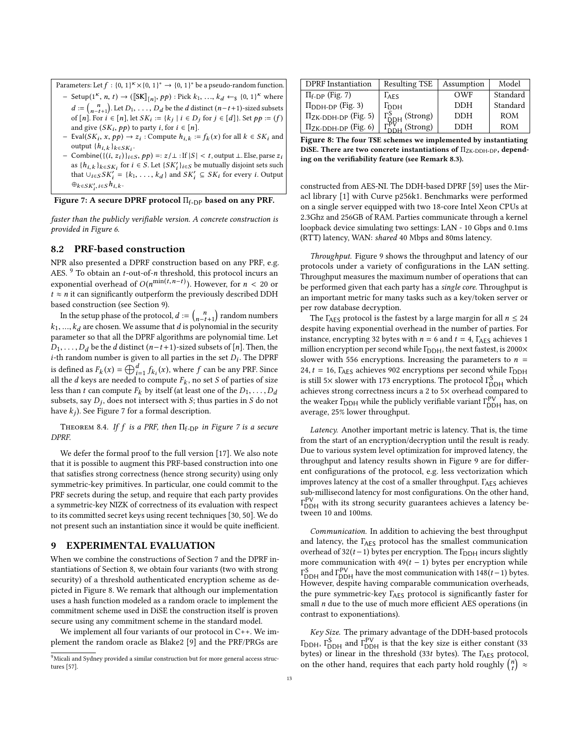Parameters: Let $f : \{0,1\}^\kappa \times \{0,1\}^* \to \{0,1\}^*$ be a pseudo-random function.

- Setup$(1^\kappa, n, t) \to ([\![\mathbf{SK}]\!]_{[n]}, pp)$ : Pick $k_1, \ldots, k_d \leftarrow_\$ \{0,1\}^\kappa$ where $d := \binom{n}{n-t+1}$. Let $D_1, \ldots, D_d$ be the $d$ distinct $(n-t+1)$-sized subsets of $[n]$. For $i \in [n]$, let $SK_i := \{k_j \mid i \in D_j \text{ for } j \in [d]\}$. Set $pp := (f)$ and give $(SK_i, pp)$ to party $i$, for $i \in [n]$.
- Eval$(SK_i, x, pp) \to z_i$ : Compute $h_{i,k} := f_k(x)$ for all $k \in SK_i$ and output $\{h_{i,k}\}_{k \in SK_i}$.
- Combine$(\{(i, z_i)\}_{i \in S}, pp) =: z/\bot$ : If $|S| < t$, output $\bot$. Else, parse $z_i$ as $\{h_{i,k}\}_{k \in SK_i}$ for $i \in S$. Let $\{SK'_i\}_{i \in S}$ be mutually disjoint sets such that $\cup_{i \in S} SK'_i = \{k_1, \ldots, k_d\}$ and $SK'_i \subseteq SK_i$ for every $i$. Output $\oplus_{k \in SK'_i, i \in S} h_{i,k}$.

**Figure 7: A secure DPRF protocol $\Pi_{\text{f-DP}}$ based on any PRF.**

*faster than the publicly verifiable version. A concrete construction is provided in Figure 6.*

## 8.2 PRF-based construction

NPR also presented a DPRF construction based on any PRF, e.g. AES. [9] To obtain an $t$-out-of-$n$ threshold, this protocol incurs an exponential overhead of $O(n^{\min(t, n-t)})$. However, for $n < 20$ or $t \approx n$ it can significantly outperform the previously described DDH based construction (see Section 9).

In the setup phase of the protocol, $d := \binom{n}{n-t+1}$ random numbers $k_1, \ldots, k_d$ are chosen. We assume that $d$ is polynomial in the security parameter so that all the DPRF algorithms are polynomial time. Let $D_1, \ldots, D_d$ be the $d$ distinct $(n-t+1)$-sized subsets of $[n]$. Then, the $i$-th random number is given to all parties in the set $D_i$. The DPRF is defined as $F_k(x) = \bigoplus_{i=1}^{d} f_{k_i}(x)$, where $f$ can be any PRF. Since all the $d$ keys are needed to compute $F_k$, no set $S$ of parties of size less than $t$ can compute $F_k$ by itself (at least one of the $D_1, \ldots, D_d$ subsets, say $D_j$, does not intersect with $S$; thus parties in $S$ do not have $k_j$). See Figure 7 for a formal description.

Theorem 8.4. *If $f$ is a PRF, then $\Pi_{\text{f-DP}}$ in Figure 7 is a secure DPRF.*

We defer the formal proof to the full version [17]. We also note that it is possible to augment this PRF-based construction into one that satisfies strong correctness (hence strong security) using only symmetric-key primitives. In particular, one could commit to the PRF secrets during the setup, and require that each party provides a symmetric-key NIZK of correctness of its evaluation with respect to its committed secret keys using recent techniques [30, 50]. We do not present such an instantiation since it would be quite inefficient.

# 9 EXPERIMENTAL EVALUATION

When we combine the constructions of Section 7 and the DPRF instantiations of Section 8, we obtain four variants (two with strong security) of a threshold authenticated encryption scheme as depicted in Figure 8. We remark that although our implementation uses a hash function modeled as a random oracle to implement the commitment scheme used in DiSE the construction itself is proven secure using any commitment scheme in the standard model.

We implement all four variants of our protocol in C++. We implement the random oracle as Blake2 [9] and the PRF/PRGs are

[9] Micali and Sydney provided a similar construction but for more general access structures [57].

| DPRF Instantiation | Resulting TSE | Assumption | Model |
|---|---|---|---|
| $\Pi_{\text{f-DP}}$ (Fig. 7) | $\Gamma_{\text{AES}}$ | OWF | Standard |
| $\Pi_{\text{DDH-DP}}$ (Fig. 3) | $\Gamma_{\text{DDH}}$ | DDH | Standard |
| $\Pi_{\text{ZK-DDH-DP}}$ (Fig. 5) | $\Gamma^{\text{S}}_{\text{DDH}}$ (Strong) | DDH | ROM |
| $\Pi_{\text{ZK-DDH-DP}}$ (Fig. 6) | $\Gamma^{\text{PV}}_{\text{DDH}}$ (Strong) | DDH | ROM |

**Figure 8: The four TSE schemes we implemented by instantiating DiSE. There are two concrete instantiations of $\Pi_{\text{ZK-DDH-DP}}$, depending on the verifiability feature (see Remark 8.3).**

constructed from AES-NI. The DDH-based DPRF [59] uses the Miracl library [1] with Curve p256k1. Benchmarks were performed on a single server equipped with two 18-core Intel Xeon CPUs at 2.3Ghz and 256GB of RAM. Parties communicate through a kernel loopback device simulating two settings: LAN - 10 Gbps and 0.1ms (RTT) latency, WAN: *shared* 40 Mbps and 80ms latency.

*Throughput.* Figure 9 shows the throughput and latency of our protocols under a variety of configurations in the LAN setting. Throughput measures the maximum number of operations that can be performed given that each party has a *single core*. Throughput is an important metric for many tasks such as a key/token server or per row database decryption.

The $\Gamma_{\text{AES}}$ protocol is the fastest by a large margin for all $n \leq 24$ despite having exponential overhead in the number of parties. For instance, encrypting 32 bytes with $n = 6$ and $t = 4$, $\Gamma_{\text{AES}}$ achieves 1 million encryption per second while $\Gamma_{\text{DDH}}$, the next fastest, is 2000× slower with 556 encryptions. Increasing the parameters to $n = 24, t = 16$, $\Gamma_{\text{AES}}$ achieves 902 encryptions per second while $\Gamma_{\text{DDH}}$ is still 5× slower with 173 encryptions. The protocol $\Gamma^{\text{S}}_{\text{DDH}}$ which achieves strong correctness incurs a 2 to 5× overhead compared to the weaker $\Gamma_{\text{DDH}}$ while the publicly verifiable variant $\Gamma^{\text{PV}}_{\text{DDH}}$ has, on average, 25% lower throughput.

*Latency.* Another important metric is latency. That is, the time from the start of an encryption/decryption until the result is ready. Due to various system level optimization for improved latency, the throughput and latency results shown in Figure 9 are for different configurations of the protocol, e.g. less vectorization which improves latency at the cost of a smaller throughput. $\Gamma_{\text{AES}}$ achieves sub-millisecond latency for most configurations. On the other hand, $\Gamma^{\text{PV}}_{\text{DDH}}$ with its strong security guarantees achieves a latency between 10 and 100ms.

*Communication.* In addition to achieving the best throughput and latency, the $\Gamma_{\text{AES}}$ protocol has the smallest communication overhead of $32(t-1)$ bytes per encryption. The $\Gamma_{\text{DDH}}$ incurs slightly more communication with $49(t-1)$ bytes per encryption while $\Gamma^{\text{S}}_{\text{DDH}}$ and $\Gamma^{\text{PV}}_{\text{DDH}}$ have the most communication with $148(t-1)$ bytes. However, despite having comparable communication overheads, the pure symmetric-key $\Gamma_{\text{AES}}$ protocol is significantly faster for small $n$ due to the use of much more efficient AES operations (in contrast to exponentiations).

*Key Size.* The primary advantage of the DDH-based protocols $\Gamma_{\text{DDH}}$, $\Gamma^{\text{S}}_{\text{DDH}}$ and $\Gamma^{\text{PV}}_{\text{DDH}}$ is that the key size is either constant (33 bytes) or linear in the threshold ($33t$ bytes). The $\Gamma_{\text{AES}}$ protocol, on the other hand, requires that each party hold roughly $\binom{n}{t} \approx$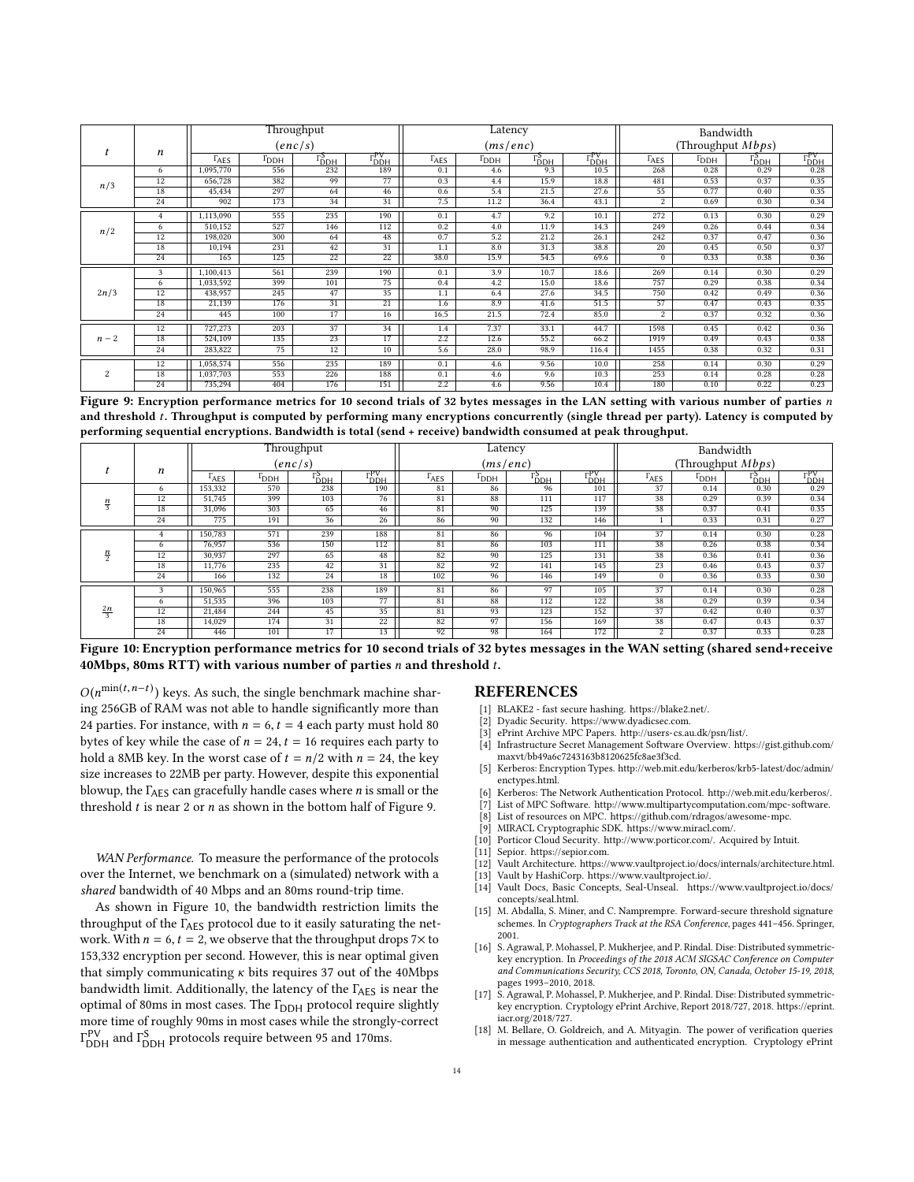| $t$ | $n$ | Throughput $(enc/s)$ | | | | Latency $(ms/enc)$ | | | | Bandwidth (Throughput $Mbps$) | | | |
|---|---|---|---|---|---|---|---|---|---|---|---|---|---|
| | | $\Gamma_{\text{AES}}$ | $\Gamma_{\text{DDH}}$ | $\Gamma^{\text{S}}_{\text{DDH}}$ | $\Gamma^{\text{PV}}_{\text{DDH}}$ | $\Gamma_{\text{AES}}$ | $\Gamma_{\text{DDH}}$ | $\Gamma^{\text{S}}_{\text{DDH}}$ | $\Gamma^{\text{PV}}_{\text{DDH}}$ | $\Gamma_{\text{AES}}$ | $\Gamma_{\text{DDH}}$ | $\Gamma^{\text{S}}_{\text{DDH}}$ | $\Gamma^{\text{PV}}_{\text{DDH}}$ |
| $n/3$ | 6 | 1,095,770 | 556 | 232 | 189 | 0.1 | 4.6 | 9.3 | 10.5 | 268 | 0.28 | 0.29 | 0.28 |
| | 12 | 656,728 | 382 | 99 | 77 | 0.3 | 4.4 | 15.9 | 18.8 | 481 | 0.53 | 0.37 | 0.35 |
| | 18 | 45,434 | 297 | 64 | 46 | 0.6 | 5.4 | 21.5 | 27.6 | 55 | 0.77 | 0.40 | 0.35 |
| | 24 | 902 | 173 | 34 | 31 | 7.5 | 11.2 | 36.4 | 43.1 | 2 | 0.69 | 0.30 | 0.34 |
| $n/2$ | 4 | 1,113,090 | 555 | 235 | 190 | 0.1 | 4.7 | 9.2 | 10.1 | 272 | 0.13 | 0.30 | 0.29 |
| | 6 | 510,152 | 527 | 146 | 112 | 0.2 | 4.0 | 11.9 | 14.3 | 249 | 0.26 | 0.44 | 0.34 |
| | 12 | 198,020 | 300 | 64 | 48 | 0.7 | 5.2 | 21.2 | 26.1 | 242 | 0.37 | 0.47 | 0.36 |
| | 18 | 10,194 | 231 | 42 | 31 | 1.1 | 8.0 | 31.3 | 38.8 | 20 | 0.45 | 0.50 | 0.37 |
| | 24 | 165 | 125 | 22 | 22 | 38.0 | 15.9 | 54.5 | 69.6 | 0 | 0.33 | 0.38 | 0.36 |
| $2n/3$ | 3 | 1,100,413 | 561 | 239 | 190 | 0.1 | 3.9 | 10.7 | 18.6 | 269 | 0.14 | 0.30 | 0.29 |
| | 6 | 1,033,592 | 399 | 101 | 75 | 0.4 | 4.2 | 15.0 | 18.6 | 757 | 0.29 | 0.38 | 0.34 |
| | 12 | 438,957 | 245 | 47 | 35 | 1.1 | 6.4 | 27.6 | 34.5 | 750 | 0.42 | 0.49 | 0.36 |
| | 18 | 21,139 | 176 | 31 | 21 | 1.6 | 8.9 | 41.6 | 51.5 | 57 | 0.47 | 0.43 | 0.35 |
| | 24 | 445 | 100 | 17 | 16 | 16.5 | 21.5 | 72.4 | 85.0 | 2 | 0.37 | 0.32 | 0.36 |
| $n-2$ | 12 | 727,273 | 203 | 37 | 34 | 1.4 | 7.37 | 33.1 | 44.7 | 1598 | 0.45 | 0.42 | 0.36 |
| | 18 | 524,109 | 135 | 23 | 17 | 2.2 | 12.6 | 55.2 | 66.2 | 1919 | 0.49 | 0.43 | 0.38 |
| | 24 | 283,822 | 75 | 12 | 10 | 5.6 | 28.0 | 98.9 | 116.4 | 1455 | 0.38 | 0.32 | 0.31 |
| 2 | 12 | 1,058,574 | 556 | 235 | 189 | 0.1 | 4.6 | 9.56 | 10.0 | 258 | 0.14 | 0.30 | 0.29 |
| | 18 | 1,037,703 | 553 | 226 | 188 | 0.1 | 4.6 | 9.6 | 10.3 | 253 | 0.14 | 0.28 | 0.28 |
| | 24 | 735,294 | 404 | 176 | 151 | 2.2 | 4.6 | 9.56 | 10.4 | 180 | 0.10 | 0.22 | 0.23 |

**Figure 9: Encryption performance metrics for 10 second trials of 32 bytes messages in the LAN setting with various number of parties $n$ and threshold $t$. Throughput is computed by performing many encryptions concurrently (single thread per party). Latency is computed by performing sequential encryptions. Bandwidth is total (send + receive) bandwidth consumed at peak throughput.**

| $t$ | $n$ | Throughput $(enc/s)$ | | | | Latency $(ms/enc)$ | | | | Bandwidth (Throughput $Mbps$) | | | |
|---|---|---|---|---|---|---|---|---|---|---|---|---|---|
| | | $\Gamma_{\text{AES}}$ | $\Gamma_{\text{DDH}}$ | $\Gamma^{\text{S}}_{\text{DDH}}$ | $\Gamma^{\text{PV}}_{\text{DDH}}$ | $\Gamma_{\text{AES}}$ | $\Gamma_{\text{DDH}}$ | $\Gamma^{\text{S}}_{\text{DDH}}$ | $\Gamma^{\text{PV}}_{\text{DDH}}$ | $\Gamma_{\text{AES}}$ | $\Gamma_{\text{DDH}}$ | $\Gamma^{\text{S}}_{\text{DDH}}$ | $\Gamma^{\text{PV}}_{\text{DDH}}$ |
| $\frac{n}{3}$ | 6 | 153,332 | 570 | 238 | 190 | 81 | 86 | 96 | 101 | 37 | 0.14 | 0.30 | 0.29 |
| | 12 | 51,745 | 399 | 103 | 76 | 81 | 88 | 111 | 117 | 38 | 0.29 | 0.39 | 0.34 |
| | 18 | 31,096 | 303 | 65 | 46 | 81 | 90 | 125 | 139 | 38 | 0.37 | 0.41 | 0.35 |
| | 24 | 775 | 191 | 36 | 26 | 86 | 90 | 132 | 146 | 1 | 0.33 | 0.31 | 0.27 |
| $\frac{n}{2}$ | 4 | 150,783 | 571 | 239 | 188 | 81 | 86 | 96 | 104 | 37 | 0.14 | 0.30 | 0.28 |
| | 6 | 76,957 | 536 | 150 | 112 | 81 | 86 | 103 | 111 | 38 | 0.26 | 0.38 | 0.34 |
| | 12 | 30,937 | 297 | 65 | 48 | 82 | 90 | 125 | 131 | 38 | 0.36 | 0.41 | 0.36 |
| | 18 | 11,776 | 235 | 42 | 31 | 82 | 92 | 141 | 145 | 23 | 0.46 | 0.43 | 0.37 |
| | 24 | 166 | 132 | 24 | 18 | 102 | 96 | 146 | 149 | 0 | 0.36 | 0.33 | 0.30 |
| $\frac{2n}{3}$ | 3 | 150,965 | 555 | 238 | 189 | 81 | 86 | 97 | 105 | 37 | 0.14 | 0.30 | 0.28 |
| | 6 | 51,535 | 396 | 103 | 77 | 81 | 88 | 112 | 122 | 38 | 0.29 | 0.39 | 0.34 |
| | 12 | 21,484 | 244 | 45 | 35 | 81 | 93 | 123 | 152 | 37 | 0.42 | 0.40 | 0.37 |
| | 18 | 14,029 | 174 | 31 | 22 | 82 | 97 | 156 | 169 | 38 | 0.47 | 0.43 | 0.37 |
| | 24 | 446 | 101 | 17 | 13 | 92 | 98 | 164 | 172 | 2 | 0.37 | 0.33 | 0.28 |

**Figure 10: Encryption performance metrics for 10 second trials of 32 bytes messages in the WAN setting (shared send+receive 40Mbps, 80ms RTT) with various number of parties $n$ and threshold $t$.**

$O(n^{\min(t,n-t)})$ keys. As such, the single benchmark machine sharing 256GB of RAM was not able to handle significantly more than 24 parties. For instance, with $n = 6, t = 4$ each party must hold 80 bytes of key while the case of $n = 24, t = 16$ requires each party to hold a 8MB key. In the worst case of $t = n/2$ with $n = 24$, the key size increases to 22MB per party. However, despite this exponential blowup, the $\Gamma_{\text{AES}}$ can gracefully handle cases where $n$ is small or the threshold $t$ is near 2 or $n$ as shown in the bottom half of Figure 9.

*WAN Performance.* To measure the performance of the protocols over the Internet, we benchmark on a (simulated) network with a *shared* bandwidth of 40 Mbps and an 80ms round-trip time.

As shown in Figure 10, the bandwidth restriction limits the throughput of the $\Gamma_{\text{AES}}$ protocol due to it easily saturating the network. With $n = 6, t = 2$, we observe that the throughput drops 7× to 153,332 encryption per second. However, this is near optimal given that simply communicating $\kappa$ bits requires 37 out of the 40Mbps bandwidth limit. Additionally, the latency of the $\Gamma_{\text{AES}}$ is near the optimal of 80ms in most cases. The $\Gamma_{\text{DDH}}$ protocol require slightly more time of roughly 90ms in most cases while the strongly-correct $\Gamma^{\text{PV}}_{\text{DDH}}$ and $\Gamma^{\text{S}}_{\text{DDH}}$ protocols require between 95 and 170ms.

## REFERENCES

[1] BLAKE2 - fast secure hashing. https://blake2.net/.
[2] Dyadic Security. https://www.dyadicsec.com.
[3] ePrint Archive MPC Papers. http://users-cs.au.dk/psn/list/.
[4] Infrastructure Secret Management Software Overview. https://gist.github.com/maxvt/bb49a6c7243163b8120625fc8ae3f3cd.
[5] Kerberos: Encryption Types. http://web.mit.edu/kerberos/krb5-latest/doc/admin/enctypes.html.
[6] Kerberos: The Network Authentication Protocol. http://web.mit.edu/kerberos/.
[7] List of MPC Software. http://www.multipartycomputation.com/mpc-software.
[8] List of resources on MPC. https://github.com/rdragos/awesome-mpc.
[9] MIRACL Cryptographic SDK. https://www.miracl.com/.
[10] Porticor Cloud Security. http://www.porticor.com/. Acquired by Intuit.
[11] Sepior. https://sepior.com.
[12] Vault Architecture. https://www.vaultproject.io/docs/internals/architecture.html.
[13] Vault by HashiCorp. https://www.vaultproject.io/.
[14] Vault Docs, Basic Concepts, Seal-Unseal. https://www.vaultproject.io/docs/concepts/seal.html.
[15] M. Abdalla, S. Miner, and C. Namprempre. Forward-secure threshold signature schemes. In *Cryptographers Track at the RSA Conference*, pages 441–456. Springer, 2001.
[16] S. Agrawal, P. Mohassel, P. Mukherjee, and P. Rindal. Dise: Distributed symmetric-key encryption. In *Proceedings of the 2018 ACM SIGSAC Conference on Computer and Communications Security, CCS 2018, Toronto, ON, Canada, October 15-19, 2018*, pages 1993–2010, 2018.
[17] S. Agrawal, P. Mohassel, P. Mukherjee, and P. Rindal. Dise: Distributed symmetric-key encryption. Cryptology ePrint Archive, Report 2018/727, 2018. https://eprint.iacr.org/2018/727.
[18] M. Bellare, O. Goldreich, and A. Mityagin. The power of verification queries in message authentication and authenticated encryption. Cryptology ePrint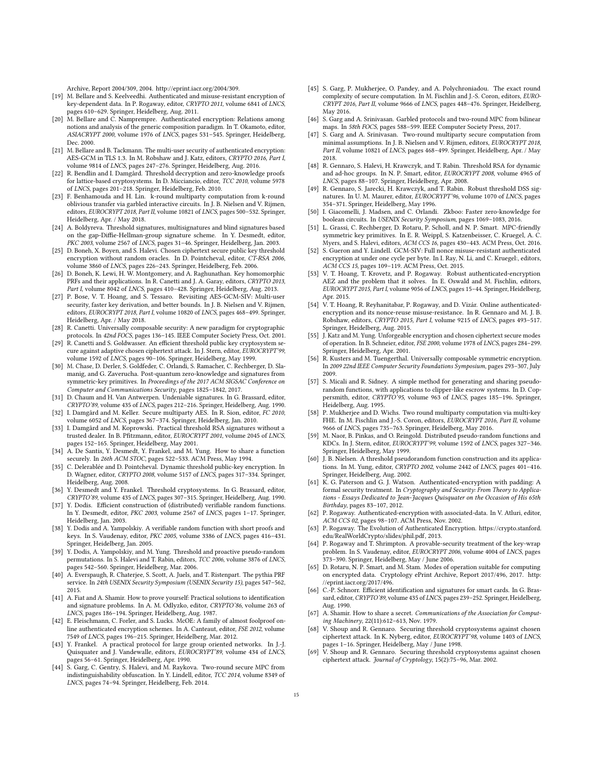Archive, Report 2004/309, 2004. http://eprint.iacr.org/2004/309.

[19] M. Bellare and S. Keelveedhi. Authenticated and misuse-resistant encryption of key-dependent data. In P. Rogaway, editor, *CRYPTO 2011*, volume 6841 of *LNCS*, pages 610–629. Springer, Heidelberg, Aug. 2011.

[20] M. Bellare and C. Namprempre. Authenticated encryption: Relations among notions and analysis of the generic composition paradigm. In T. Okamoto, editor, *ASIACRYPT 2000*, volume 1976 of *LNCS*, pages 531–545. Springer, Heidelberg, Dec. 2000.

[21] M. Bellare and B. Tackmann. The multi-user security of authenticated encryption: AES-GCM in TLS 1.3. In M. Robshaw and J. Katz, editors, *CRYPTO 2016, Part I*, volume 9814 of *LNCS*, pages 247–276. Springer, Heidelberg, Aug. 2016.

[22] R. Bendlin and I. Damgård. Threshold decryption and zero-knowledge proofs for lattice-based cryptosystems. In D. Micciancio, editor, *TCC 2010*, volume 5978 of *LNCS*, pages 201–218. Springer, Heidelberg, Feb. 2010.

[23] F. Benhamouda and H. Lin. k-round multiparty computation from k-round oblivious transfer via garbled interactive circuits. In J. B. Nielsen and V. Rijmen, editors, *EUROCRYPT 2018, Part II*, volume 10821 of *LNCS*, pages 500–532. Springer, Heidelberg, Apr. / May 2018.

[24] A. Boldyreva. Threshold signatures, multisignatures and blind signatures based on the gap-Diffie-Hellman-group signature scheme. In Y. Desmedt, editor, *PKC 2003*, volume 2567 of *LNCS*, pages 31–46. Springer, Heidelberg, Jan. 2003.

[25] D. Boneh, X. Boyen, and S. Halevi. Chosen ciphertext secure public key threshold encryption without random oracles. In D. Pointcheval, editor, *CT-RSA 2006*, volume 3860 of *LNCS*, pages 226–243. Springer, Heidelberg, Feb. 2006.

[26] D. Boneh, K. Lewi, H. W. Montgomery, and A. Raghunathan. Key homomorphic PRFs and their applications. In R. Canetti and J. A. Garay, editors, *CRYPTO 2013, Part I*, volume 8042 of *LNCS*, pages 410–428. Springer, Heidelberg, Aug. 2013.

[27] P. Bose, V. T. Hoang, and S. Tessaro. Revisiting AES-GCM-SIV: Multi-user security, faster key derivation, and better bounds. In J. B. Nielsen and V. Rijmen, editors, *EUROCRYPT 2018, Part I*, volume 10820 of *LNCS*, pages 468–499. Springer, Heidelberg, Apr. / May 2018.

[28] R. Canetti. Universally composable security: A new paradigm for cryptographic protocols. In *42nd FOCS*, pages 136–145. IEEE Computer Society Press, Oct. 2001.

[29] R. Canetti and S. Goldwasser. An efficient threshold public key cryptosystem secure against adaptive chosen ciphertext attack. In J. Stern, editor, *EUROCRYPT'99*, volume 1592 of *LNCS*, pages 90–106. Springer, Heidelberg, May 1999.

[30] M. Chase, D. Derler, S. Goldfeder, C. Orlandi, S. Ramacher, C. Rechberger, D. Slamanig, and G. Zaverucha. Post-quantum zero-knowledge and signatures from symmetric-key primitives. In *Proceedings of the 2017 ACM SIGSAC Conference on Computer and Communications Security*, pages 1825–1842, 2017.

[31] D. Chaum and H. Van Antwerpen. Undeniable signatures. In G. Brassard, editor, *CRYPTO'89*, volume 435 of *LNCS*, pages 212–216. Springer, Heidelberg, Aug. 1990.

[32] I. Damgård and M. Keller. Secure multiparty AES. In R. Sion, editor, *FC 2010*, volume 6052 of *LNCS*, pages 367–374. Springer, Heidelberg, Jan. 2010.

[33] I. Damgård and M. Koprowski. Practical threshold RSA signatures without a trusted dealer. In B. Pfitzmann, editor, *EUROCRYPT 2001*, volume 2045 of *LNCS*, pages 152–165. Springer, Heidelberg, May 2001.

[34] A. De Santis, Y. Desmedt, Y. Frankel, and M. Yung. How to share a function securely. In *26th ACM STOC*, pages 522–533. ACM Press, May 1994.

[35] C. Delerablée and D. Pointcheval. Dynamic threshold public-key encryption. In D. Wagner, editor, *CRYPTO 2008*, volume 5157 of *LNCS*, pages 317–334. Springer, Heidelberg, Aug. 2008.

[36] Y. Desmedt and Y. Frankel. Threshold cryptosystems. In G. Brassard, editor, *CRYPTO'89*, volume 435 of *LNCS*, pages 307–315. Springer, Heidelberg, Aug. 1990.

[37] Y. Dodis. Efficient construction of (distributed) verifiable random functions. In Y. Desmedt, editor, *PKC 2003*, volume 2567 of *LNCS*, pages 1–17. Springer, Heidelberg, Jan. 2003.

[38] Y. Dodis and A. Yampolskiy. A verifiable random function with short proofs and keys. In S. Vaudenay, editor, *PKC 2005*, volume 3386 of *LNCS*, pages 416–431. Springer, Heidelberg, Jan. 2005.

[39] Y. Dodis, A. Yampolskiy, and M. Yung. Threshold and proactive pseudo-random permutations. In S. Halevi and T. Rabin, editors, *TCC 2006*, volume 3876 of *LNCS*, pages 542–560. Springer, Heidelberg, Mar. 2006.

[40] A. Everspaugh, R. Chaterjee, S. Scott, A. Juels, and T. Ristenpart. The pythia PRF service. In *24th USENIX Security Symposium (USENIX Security 15)*, pages 547–562, 2015.

[41] A. Fiat and A. Shamir. How to prove yourself: Practical solutions to identification and signature problems. In A. M. Odlyzko, editor, *CRYPTO'86*, volume 263 of *LNCS*, pages 186–194. Springer, Heidelberg, Aug. 1987.

[42] E. Fleischmann, C. Forler, and S. Lucks. McOE: A family of almost foolproof online authenticated encryption schemes. In A. Canteaut, editor, *FSE 2012*, volume 7549 of *LNCS*, pages 196–215. Springer, Heidelberg, Mar. 2012.

[43] Y. Frankel. A practical protocol for large group oriented networks. In J.-J. Quisquater and J. Vandewalle, editors, *EUROCRYPT'89*, volume 434 of *LNCS*, pages 56–61. Springer, Heidelberg, Apr. 1990.

[44] S. Garg, C. Gentry, S. Halevi, and M. Raykova. Two-round secure MPC from indistinguishability obfuscation. In Y. Lindell, editor, *TCC 2014*, volume 8349 of *LNCS*, pages 74–94. Springer, Heidelberg, Feb. 2014.

[45] S. Garg, P. Mukherjee, O. Pandey, and A. Polychroniadou. The exact round complexity of secure computation. In M. Fischlin and J.-S. Coron, editors, *EUROCRYPT 2016, Part II*, volume 9666 of *LNCS*, pages 448–476. Springer, Heidelberg, May 2016.

[46] S. Garg and A. Srinivasan. Garbled protocols and two-round MPC from bilinear maps. In *58th FOCS*, pages 588–599. IEEE Computer Society Press, 2017.

[47] S. Garg and A. Srinivasan. Two-round multiparty secure computation from minimal assumptions. In J. B. Nielsen and V. Rijmen, editors, *EUROCRYPT 2018, Part II*, volume 10821 of *LNCS*, pages 468–499. Springer, Heidelberg, Apr. / May 2018.

[48] R. Gennaro, S. Halevi, H. Krawczyk, and T. Rabin. Threshold RSA for dynamic and ad-hoc groups. In N. P. Smart, editor, *EUROCRYPT 2008*, volume 4965 of *LNCS*, pages 88–107. Springer, Heidelberg, Apr. 2008.

[49] R. Gennaro, S. Jarecki, H. Krawczyk, and T. Rabin. Robust threshold DSS signatures. In U. M. Maurer, editor, *EUROCRYPT'96*, volume 1070 of *LNCS*, pages 354–371. Springer, Heidelberg, May 1996.

[50] I. Giacomelli, J. Madsen, and C. Orlandi. Zkboo: Faster zero-knowledge for boolean circuits. In *USENIX Security Symposium*, pages 1069–1083, 2016.

[51] L. Grassi, C. Rechberger, D. Rotaru, P. Scholl, and N. P. Smart. MPC-friendly symmetric key primitives. In E. R. Weippl, S. Katzenbeisser, C. Kruegel, A. C. Myers, and S. Halevi, editors, *ACM CCS 16*, pages 430–443. ACM Press, Oct. 2016.

[52] S. Gueron and Y. Lindell. GCM-SIV: Full nonce misuse-resistant authenticated encryption at under one cycle per byte. In I. Ray, N. Li, and C. Kruegel:, editors, *ACM CCS 15*, pages 109–119. ACM Press, Oct. 2015.

[53] V. T. Hoang, T. Krovetz, and P. Rogaway. Robust authenticated-encryption AEZ and the problem that it solves. In E. Oswald and M. Fischlin, editors, *EUROCRYPT 2015, Part I*, volume 9056 of *LNCS*, pages 15–44. Springer, Heidelberg, Apr. 2015.

[54] V. T. Hoang, R. Reyhanitabar, P. Rogaway, and D. Vizár. Online authenticated-encryption and its nonce-reuse misuse-resistance. In R. Gennaro and M. J. B. Robshaw, editors, *CRYPTO 2015, Part I*, volume 9215 of *LNCS*, pages 493–517. Springer, Heidelberg, Aug. 2015.

[55] J. Katz and M. Yung. Unforgeable encryption and chosen ciphertext secure modes of operation. In B. Schneier, editor, *FSE 2000*, volume 1978 of *LNCS*, pages 284–299. Springer, Heidelberg, Apr. 2001.

[56] R. Kusters and M. Tuengerthal. Universally composable symmetric encryption. In *2009 22nd IEEE Computer Security Foundations Symposium*, pages 293–307, July 2009.

[57] S. Micali and R. Sidney. A simple method for generating and sharing pseudo-random functions, with applications to clipper-like escrow systems. In D. Coppersmith, editor, *CRYPTO'95*, volume 963 of *LNCS*, pages 185–196. Springer, Heidelberg, Aug. 1995.

[58] P. Mukherjee and D. Wichs. Two round multiparty computation via multi-key FHE. In M. Fischlin and J.-S. Coron, editors, *EUROCRYPT 2016, Part II*, volume 9666 of *LNCS*, pages 735–763. Springer, Heidelberg, May 2016.

[59] M. Naor, B. Pinkas, and O. Reingold. Distributed pseudo-random functions and KDCs. In J. Stern, editor, *EUROCRYPT'99*, volume 1592 of *LNCS*, pages 327–346. Springer, Heidelberg, May 1999.

[60] J. B. Nielsen. A threshold pseudorandom function construction and its applications. In M. Yung, editor, *CRYPTO 2002*, volume 2442 of *LNCS*, pages 401–416. Springer, Heidelberg, Aug. 2002.

[61] K. G. Paterson and G. J. Watson. Authenticated-encryption with padding: A formal security treatment. In *Cryptography and Security: From Theory to Applications - Essays Dedicated to Jean-Jacques Quisquater on the Occasion of His 65th Birthday*, pages 83–107, 2012.

[62] P. Rogaway. Authenticated-encryption with associated-data. In V. Atluri, editor, *ACM CCS 02*, pages 98–107. ACM Press, Nov. 2002.

[63] P. Rogaway. The Evolution of Authenticated Encryption. https://crypto.stanford.edu/RealWorldCrypto/slides/phil.pdf, 2013.

[64] P. Rogaway and T. Shrimpton. A provable-security treatment of the key-wrap problem. In S. Vaudenay, editor, *EUROCRYPT 2006*, volume 4004 of *LNCS*, pages 373–390. Springer, Heidelberg, May / June 2006.

[65] D. Rotaru, N. P. Smart, and M. Stam. Modes of operation suitable for computing on encrypted data. Cryptology ePrint Archive, Report 2017/496, 2017. http://eprint.iacr.org/2017/496.

[66] C.-P. Schnorr. Efficient identification and signatures for smart cards. In G. Brassard, editor, *CRYPTO'89*, volume 435 of *LNCS*, pages 239–252. Springer, Heidelberg, Aug. 1990.

[67] A. Shamir. How to share a secret. *Communications of the Association for Computing Machinery*, 22(11):612–613, Nov. 1979.

[68] V. Shoup and R. Gennaro. Securing threshold cryptosystems against chosen ciphertext attack. In K. Nyberg, editor, *EUROCRYPT'98*, volume 1403 of *LNCS*, pages 1–16. Springer, Heidelberg, May / June 1998.

[69] V. Shoup and R. Gennaro. Securing threshold cryptosystems against chosen ciphertext attack. *Journal of Cryptology*, 15(2):75–96, Mar. 2002.